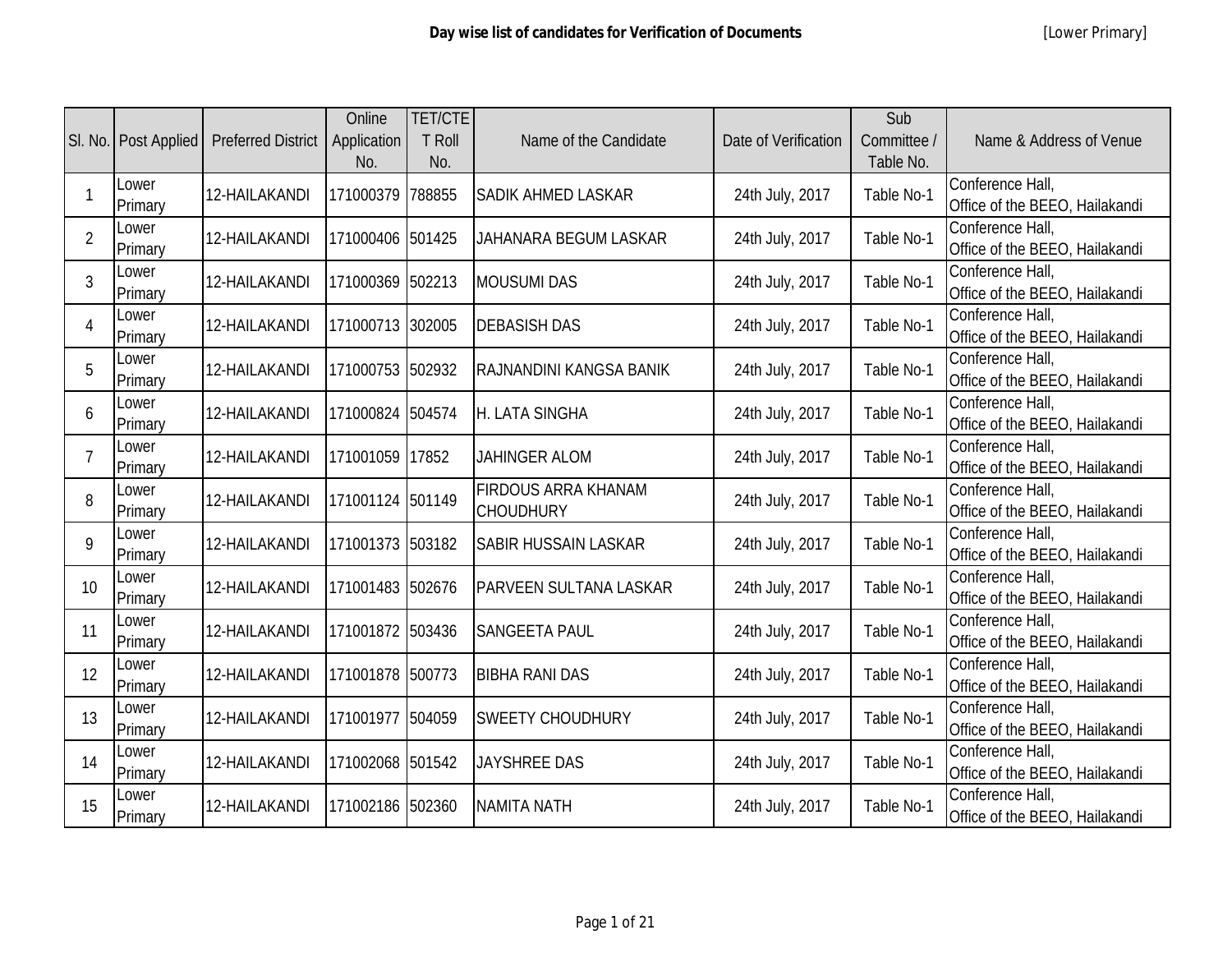# Day wise list of candidates for Verification of Documents

[Lower Primary]

| Sl. No. | Post Applied | Preferred District | Online Application No. | TET/CTET Roll No. | Name of the Candidate | Date of Verification | Sub Committee / Table No. | Name & Address of Venue |
|---|---|---|---|---|---|---|---|---|
| 1 | Lower Primary | 12-HAILAKANDI | 171000379 | 788855 | SADIK AHMED LASKAR | 24th July, 2017 | Table No-1 | Conference Hall, Office of the BEEO, Hailakandi |
| 2 | Lower Primary | 12-HAILAKANDI | 171000406 | 501425 | JAHANARA BEGUM LASKAR | 24th July, 2017 | Table No-1 | Conference Hall, Office of the BEEO, Hailakandi |
| 3 | Lower Primary | 12-HAILAKANDI | 171000369 | 502213 | MOUSUMI DAS | 24th July, 2017 | Table No-1 | Conference Hall, Office of the BEEO, Hailakandi |
| 4 | Lower Primary | 12-HAILAKANDI | 171000713 | 302005 | DEBASISH DAS | 24th July, 2017 | Table No-1 | Conference Hall, Office of the BEEO, Hailakandi |
| 5 | Lower Primary | 12-HAILAKANDI | 171000753 | 502932 | RAJNANDINI KANGSA BANIK | 24th July, 2017 | Table No-1 | Conference Hall, Office of the BEEO, Hailakandi |
| 6 | Lower Primary | 12-HAILAKANDI | 171000824 | 504574 | H. LATA SINGHA | 24th July, 2017 | Table No-1 | Conference Hall, Office of the BEEO, Hailakandi |
| 7 | Lower Primary | 12-HAILAKANDI | 171001059 | 17852 | JAHINGER ALOM | 24th July, 2017 | Table No-1 | Conference Hall, Office of the BEEO, Hailakandi |
| 8 | Lower Primary | 12-HAILAKANDI | 171001124 | 501149 | FIRDOUS ARRA KHANAM CHOUDHURY | 24th July, 2017 | Table No-1 | Conference Hall, Office of the BEEO, Hailakandi |
| 9 | Lower Primary | 12-HAILAKANDI | 171001373 | 503182 | SABIR HUSSAIN LASKAR | 24th July, 2017 | Table No-1 | Conference Hall, Office of the BEEO, Hailakandi |
| 10 | Lower Primary | 12-HAILAKANDI | 171001483 | 502676 | PARVEEN SULTANA LASKAR | 24th July, 2017 | Table No-1 | Conference Hall, Office of the BEEO, Hailakandi |
| 11 | Lower Primary | 12-HAILAKANDI | 171001872 | 503436 | SANGEETA PAUL | 24th July, 2017 | Table No-1 | Conference Hall, Office of the BEEO, Hailakandi |
| 12 | Lower Primary | 12-HAILAKANDI | 171001878 | 500773 | BIBHA RANI DAS | 24th July, 2017 | Table No-1 | Conference Hall, Office of the BEEO, Hailakandi |
| 13 | Lower Primary | 12-HAILAKANDI | 171001977 | 504059 | SWEETY CHOUDHURY | 24th July, 2017 | Table No-1 | Conference Hall, Office of the BEEO, Hailakandi |
| 14 | Lower Primary | 12-HAILAKANDI | 171002068 | 501542 | JAYSHREE DAS | 24th July, 2017 | Table No-1 | Conference Hall, Office of the BEEO, Hailakandi |
| 15 | Lower Primary | 12-HAILAKANDI | 171002186 | 502360 | NAMITA NATH | 24th July, 2017 | Table No-1 | Conference Hall, Office of the BEEO, Hailakandi |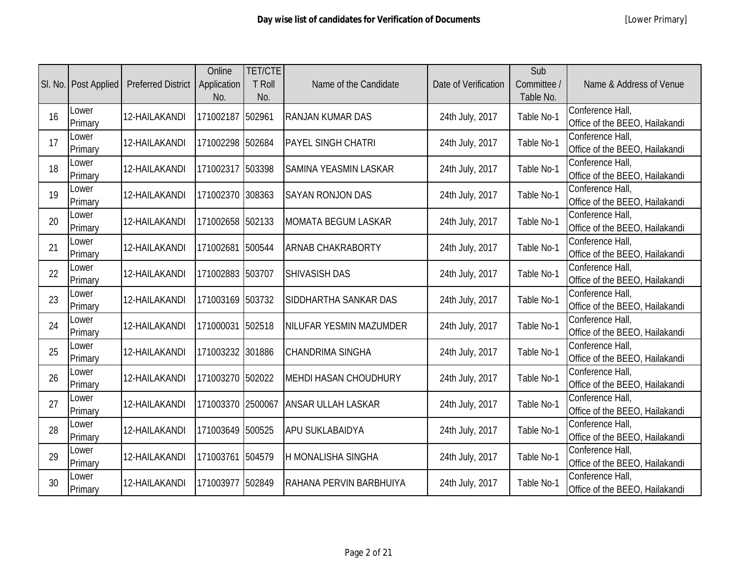| Sl. No. | Post Applied | Preferred District | Online Application No. | TET/CTET Roll No. | Name of the Candidate | Date of Verification | Sub Committee / Table No. | Name & Address of Venue |
|---|---|---|---|---|---|---|---|---|
| 16 | Lower Primary | 12-HAILAKANDI | 171002187 | 502961 | RANJAN KUMAR DAS | 24th July, 2017 | Table No-1 | Conference Hall, Office of the BEEO, Hailakandi |
| 17 | Lower Primary | 12-HAILAKANDI | 171002298 | 502684 | PAYEL SINGH CHATRI | 24th July, 2017 | Table No-1 | Conference Hall, Office of the BEEO, Hailakandi |
| 18 | Lower Primary | 12-HAILAKANDI | 171002317 | 503398 | SAMINA YEASMIN LASKAR | 24th July, 2017 | Table No-1 | Conference Hall, Office of the BEEO, Hailakandi |
| 19 | Lower Primary | 12-HAILAKANDI | 171002370 | 308363 | SAYAN RONJON DAS | 24th July, 2017 | Table No-1 | Conference Hall, Office of the BEEO, Hailakandi |
| 20 | Lower Primary | 12-HAILAKANDI | 171002658 | 502133 | MOMATA BEGUM LASKAR | 24th July, 2017 | Table No-1 | Conference Hall, Office of the BEEO, Hailakandi |
| 21 | Lower Primary | 12-HAILAKANDI | 171002681 | 500544 | ARNAB CHAKRABORTY | 24th July, 2017 | Table No-1 | Conference Hall, Office of the BEEO, Hailakandi |
| 22 | Lower Primary | 12-HAILAKANDI | 171002883 | 503707 | SHIVASISH DAS | 24th July, 2017 | Table No-1 | Conference Hall, Office of the BEEO, Hailakandi |
| 23 | Lower Primary | 12-HAILAKANDI | 171003169 | 503732 | SIDDHARTHA SANKAR DAS | 24th July, 2017 | Table No-1 | Conference Hall, Office of the BEEO, Hailakandi |
| 24 | Lower Primary | 12-HAILAKANDI | 171000031 | 502518 | NILUFAR YESMIN MAZUMDER | 24th July, 2017 | Table No-1 | Conference Hall, Office of the BEEO, Hailakandi |
| 25 | Lower Primary | 12-HAILAKANDI | 171003232 | 301886 | CHANDRIMA SINGHA | 24th July, 2017 | Table No-1 | Conference Hall, Office of the BEEO, Hailakandi |
| 26 | Lower Primary | 12-HAILAKANDI | 171003270 | 502022 | MEHDI HASAN CHOUDHURY | 24th July, 2017 | Table No-1 | Conference Hall, Office of the BEEO, Hailakandi |
| 27 | Lower Primary | 12-HAILAKANDI | 171003370 | 2500067 | ANSAR ULLAH LASKAR | 24th July, 2017 | Table No-1 | Conference Hall, Office of the BEEO, Hailakandi |
| 28 | Lower Primary | 12-HAILAKANDI | 171003649 | 500525 | APU SUKLABAIDYA | 24th July, 2017 | Table No-1 | Conference Hall, Office of the BEEO, Hailakandi |
| 29 | Lower Primary | 12-HAILAKANDI | 171003761 | 504579 | H MONALISHA SINGHA | 24th July, 2017 | Table No-1 | Conference Hall, Office of the BEEO, Hailakandi |
| 30 | Lower Primary | 12-HAILAKANDI | 171003977 | 502849 | RAHANA PERVIN BARBHUIYA | 24th July, 2017 | Table No-1 | Conference Hall, Office of the BEEO, Hailakandi |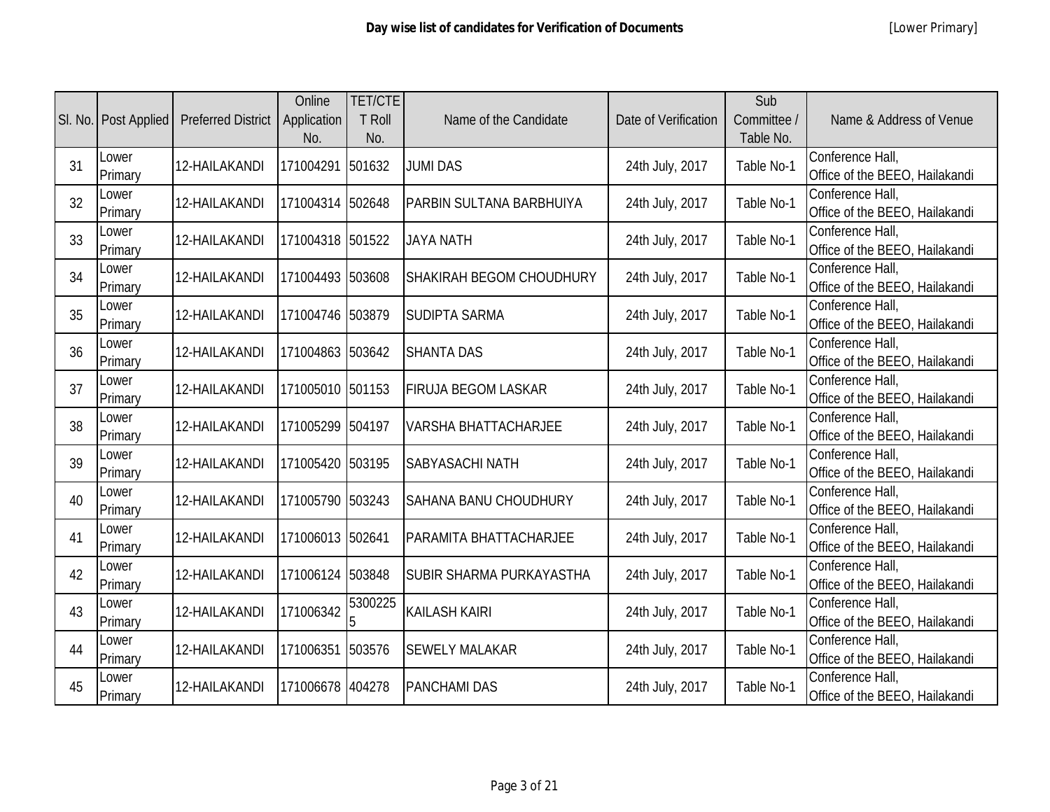# Day wise list of candidates for Verification of Documents

[Lower Primary]

| Sl. No. | Post Applied | Preferred District | Online Application No. | TET/CTET Roll No. | Name of the Candidate | Date of Verification | Sub Committee / Table No. | Name & Address of Venue |
|---|---|---|---|---|---|---|---|---|
| 31 | Lower Primary | 12-HAILAKANDI | 171004291 | 501632 | JUMI DAS | 24th July, 2017 | Table No-1 | Conference Hall, Office of the BEEO, Hailakandi |
| 32 | Lower Primary | 12-HAILAKANDI | 171004314 | 502648 | PARBIN SULTANA BARBHUIYA | 24th July, 2017 | Table No-1 | Conference Hall, Office of the BEEO, Hailakandi |
| 33 | Lower Primary | 12-HAILAKANDI | 171004318 | 501522 | JAYA NATH | 24th July, 2017 | Table No-1 | Conference Hall, Office of the BEEO, Hailakandi |
| 34 | Lower Primary | 12-HAILAKANDI | 171004493 | 503608 | SHAKIRAH BEGOM CHOUDHURY | 24th July, 2017 | Table No-1 | Conference Hall, Office of the BEEO, Hailakandi |
| 35 | Lower Primary | 12-HAILAKANDI | 171004746 | 503879 | SUDIPTA SARMA | 24th July, 2017 | Table No-1 | Conference Hall, Office of the BEEO, Hailakandi |
| 36 | Lower Primary | 12-HAILAKANDI | 171004863 | 503642 | SHANTA DAS | 24th July, 2017 | Table No-1 | Conference Hall, Office of the BEEO, Hailakandi |
| 37 | Lower Primary | 12-HAILAKANDI | 171005010 | 501153 | FIRUJA BEGOM LASKAR | 24th July, 2017 | Table No-1 | Conference Hall, Office of the BEEO, Hailakandi |
| 38 | Lower Primary | 12-HAILAKANDI | 171005299 | 504197 | VARSHA BHATTACHARJEE | 24th July, 2017 | Table No-1 | Conference Hall, Office of the BEEO, Hailakandi |
| 39 | Lower Primary | 12-HAILAKANDI | 171005420 | 503195 | SABYASACHI NATH | 24th July, 2017 | Table No-1 | Conference Hall, Office of the BEEO, Hailakandi |
| 40 | Lower Primary | 12-HAILAKANDI | 171005790 | 503243 | SAHANA BANU CHOUDHURY | 24th July, 2017 | Table No-1 | Conference Hall, Office of the BEEO, Hailakandi |
| 41 | Lower Primary | 12-HAILAKANDI | 171006013 | 502641 | PARAMITA BHATTACHARJEE | 24th July, 2017 | Table No-1 | Conference Hall, Office of the BEEO, Hailakandi |
| 42 | Lower Primary | 12-HAILAKANDI | 171006124 | 503848 | SUBIR SHARMA PURKAYASTHA | 24th July, 2017 | Table No-1 | Conference Hall, Office of the BEEO, Hailakandi |
| 43 | Lower Primary | 12-HAILAKANDI | 171006342 | 53002255 | KAILASH KAIRI | 24th July, 2017 | Table No-1 | Conference Hall, Office of the BEEO, Hailakandi |
| 44 | Lower Primary | 12-HAILAKANDI | 171006351 | 503576 | SEWELY MALAKAR | 24th July, 2017 | Table No-1 | Conference Hall, Office of the BEEO, Hailakandi |
| 45 | Lower Primary | 12-HAILAKANDI | 171006678 | 404278 | PANCHAMI DAS | 24th July, 2017 | Table No-1 | Conference Hall, Office of the BEEO, Hailakandi |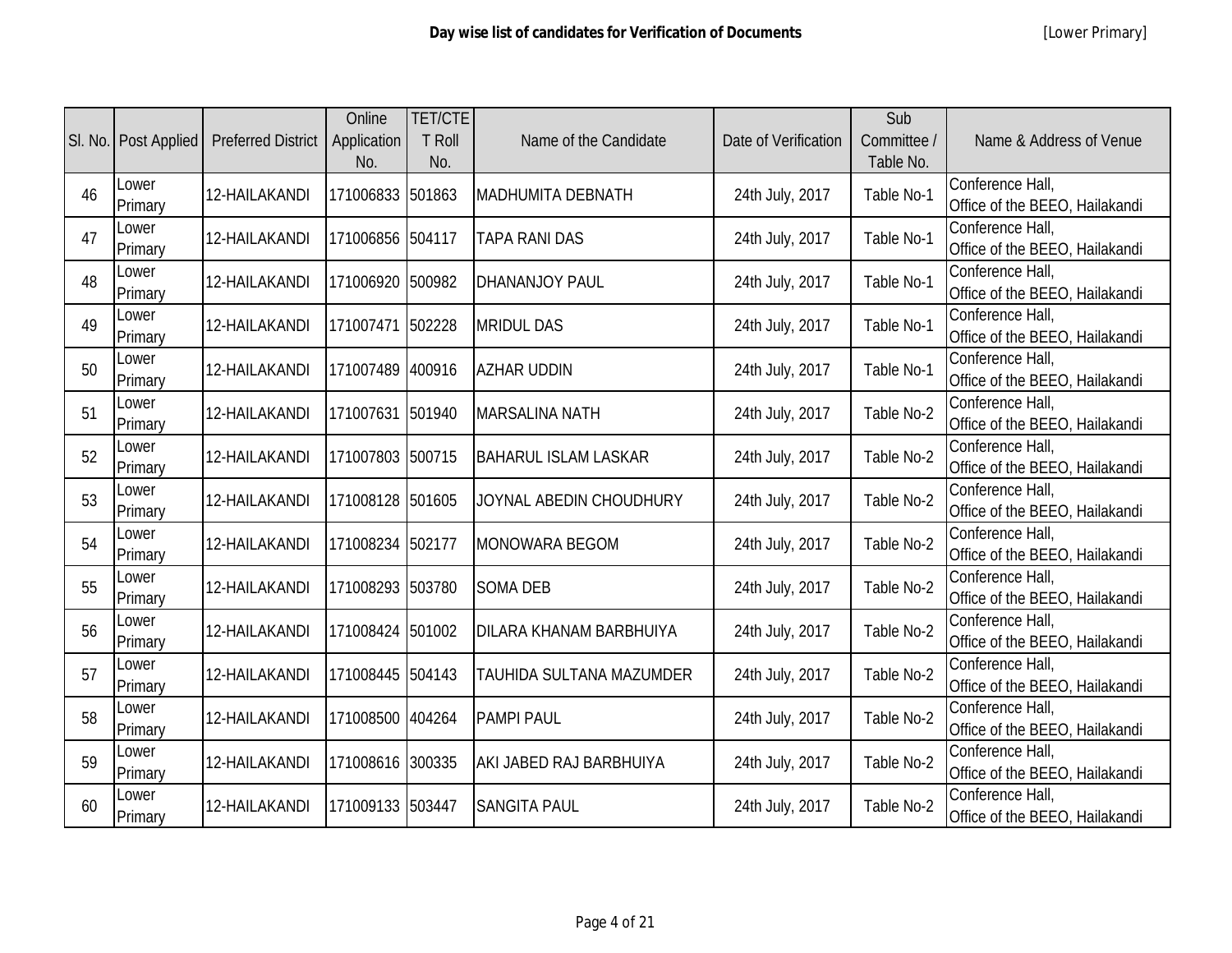**Day wise list of candidates for Verification of Documents**

[Lower Primary]

| Sl. No. | Post Applied | Preferred District | Online Application No. | TET/CTET Roll No. | Name of the Candidate | Date of Verification | Sub Committee / Table No. | Name & Address of Venue |
|---|---|---|---|---|---|---|---|---|
| 46 | Lower Primary | 12-HAILAKANDI | 171006833 | 501863 | MADHUMITA DEBNATH | 24th July, 2017 | Table No-1 | Conference Hall, Office of the BEEO, Hailakandi |
| 47 | Lower Primary | 12-HAILAKANDI | 171006856 | 504117 | TAPA RANI DAS | 24th July, 2017 | Table No-1 | Conference Hall, Office of the BEEO, Hailakandi |
| 48 | Lower Primary | 12-HAILAKANDI | 171006920 | 500982 | DHANANJOY PAUL | 24th July, 2017 | Table No-1 | Conference Hall, Office of the BEEO, Hailakandi |
| 49 | Lower Primary | 12-HAILAKANDI | 171007471 | 502228 | MRIDUL DAS | 24th July, 2017 | Table No-1 | Conference Hall, Office of the BEEO, Hailakandi |
| 50 | Lower Primary | 12-HAILAKANDI | 171007489 | 400916 | AZHAR UDDIN | 24th July, 2017 | Table No-1 | Conference Hall, Office of the BEEO, Hailakandi |
| 51 | Lower Primary | 12-HAILAKANDI | 171007631 | 501940 | MARSALINA NATH | 24th July, 2017 | Table No-2 | Conference Hall, Office of the BEEO, Hailakandi |
| 52 | Lower Primary | 12-HAILAKANDI | 171007803 | 500715 | BAHARUL ISLAM LASKAR | 24th July, 2017 | Table No-2 | Conference Hall, Office of the BEEO, Hailakandi |
| 53 | Lower Primary | 12-HAILAKANDI | 171008128 | 501605 | JOYNAL ABEDIN CHOUDHURY | 24th July, 2017 | Table No-2 | Conference Hall, Office of the BEEO, Hailakandi |
| 54 | Lower Primary | 12-HAILAKANDI | 171008234 | 502177 | MONOWARA BEGOM | 24th July, 2017 | Table No-2 | Conference Hall, Office of the BEEO, Hailakandi |
| 55 | Lower Primary | 12-HAILAKANDI | 171008293 | 503780 | SOMA DEB | 24th July, 2017 | Table No-2 | Conference Hall, Office of the BEEO, Hailakandi |
| 56 | Lower Primary | 12-HAILAKANDI | 171008424 | 501002 | DILARA KHANAM BARBHUIYA | 24th July, 2017 | Table No-2 | Conference Hall, Office of the BEEO, Hailakandi |
| 57 | Lower Primary | 12-HAILAKANDI | 171008445 | 504143 | TAUHIDA SULTANA MAZUMDER | 24th July, 2017 | Table No-2 | Conference Hall, Office of the BEEO, Hailakandi |
| 58 | Lower Primary | 12-HAILAKANDI | 171008500 | 404264 | PAMPI PAUL | 24th July, 2017 | Table No-2 | Conference Hall, Office of the BEEO, Hailakandi |
| 59 | Lower Primary | 12-HAILAKANDI | 171008616 | 300335 | AKI JABED RAJ BARBHUIYA | 24th July, 2017 | Table No-2 | Conference Hall, Office of the BEEO, Hailakandi |
| 60 | Lower Primary | 12-HAILAKANDI | 171009133 | 503447 | SANGITA PAUL | 24th July, 2017 | Table No-2 | Conference Hall, Office of the BEEO, Hailakandi |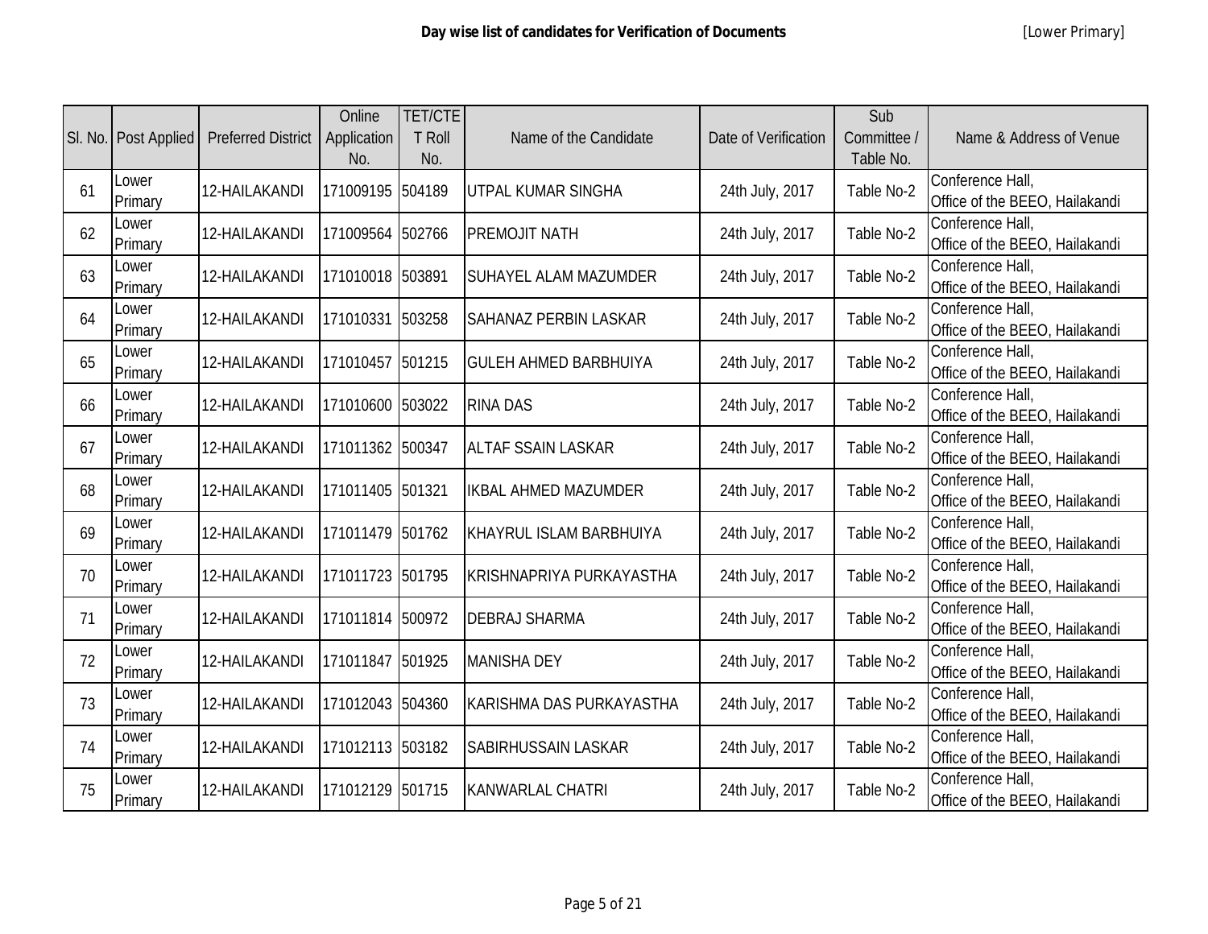# Day wise list of candidates for Verification of Documents

[Lower Primary]

| Sl. No. | Post Applied | Preferred District | Online Application No. | TET/CTET Roll No. | Name of the Candidate | Date of Verification | Sub Committee / Table No. | Name & Address of Venue |
|---|---|---|---|---|---|---|---|---|
| 61 | Lower Primary | 12-HAILAKANDI | 171009195 | 504189 | UTPAL KUMAR SINGHA | 24th July, 2017 | Table No-2 | Conference Hall, Office of the BEEO, Hailakandi |
| 62 | Lower Primary | 12-HAILAKANDI | 171009564 | 502766 | PREMOJIT NATH | 24th July, 2017 | Table No-2 | Conference Hall, Office of the BEEO, Hailakandi |
| 63 | Lower Primary | 12-HAILAKANDI | 171010018 | 503891 | SUHAYEL ALAM MAZUMDER | 24th July, 2017 | Table No-2 | Conference Hall, Office of the BEEO, Hailakandi |
| 64 | Lower Primary | 12-HAILAKANDI | 171010331 | 503258 | SAHANAZ PERBIN LASKAR | 24th July, 2017 | Table No-2 | Conference Hall, Office of the BEEO, Hailakandi |
| 65 | Lower Primary | 12-HAILAKANDI | 171010457 | 501215 | GULEH AHMED BARBHUIYA | 24th July, 2017 | Table No-2 | Conference Hall, Office of the BEEO, Hailakandi |
| 66 | Lower Primary | 12-HAILAKANDI | 171010600 | 503022 | RINA DAS | 24th July, 2017 | Table No-2 | Conference Hall, Office of the BEEO, Hailakandi |
| 67 | Lower Primary | 12-HAILAKANDI | 171011362 | 500347 | ALTAF SSAIN LASKAR | 24th July, 2017 | Table No-2 | Conference Hall, Office of the BEEO, Hailakandi |
| 68 | Lower Primary | 12-HAILAKANDI | 171011405 | 501321 | IKBAL AHMED MAZUMDER | 24th July, 2017 | Table No-2 | Conference Hall, Office of the BEEO, Hailakandi |
| 69 | Lower Primary | 12-HAILAKANDI | 171011479 | 501762 | KHAYRUL ISLAM BARBHUIYA | 24th July, 2017 | Table No-2 | Conference Hall, Office of the BEEO, Hailakandi |
| 70 | Lower Primary | 12-HAILAKANDI | 171011723 | 501795 | KRISHNAPRIYA PURKAYASTHA | 24th July, 2017 | Table No-2 | Conference Hall, Office of the BEEO, Hailakandi |
| 71 | Lower Primary | 12-HAILAKANDI | 171011814 | 500972 | DEBRAJ SHARMA | 24th July, 2017 | Table No-2 | Conference Hall, Office of the BEEO, Hailakandi |
| 72 | Lower Primary | 12-HAILAKANDI | 171011847 | 501925 | MANISHA DEY | 24th July, 2017 | Table No-2 | Conference Hall, Office of the BEEO, Hailakandi |
| 73 | Lower Primary | 12-HAILAKANDI | 171012043 | 504360 | KARISHMA DAS PURKAYASTHA | 24th July, 2017 | Table No-2 | Conference Hall, Office of the BEEO, Hailakandi |
| 74 | Lower Primary | 12-HAILAKANDI | 171012113 | 503182 | SABIRHUSSAIN LASKAR | 24th July, 2017 | Table No-2 | Conference Hall, Office of the BEEO, Hailakandi |
| 75 | Lower Primary | 12-HAILAKANDI | 171012129 | 501715 | KANWARLAL CHATRI | 24th July, 2017 | Table No-2 | Conference Hall, Office of the BEEO, Hailakandi |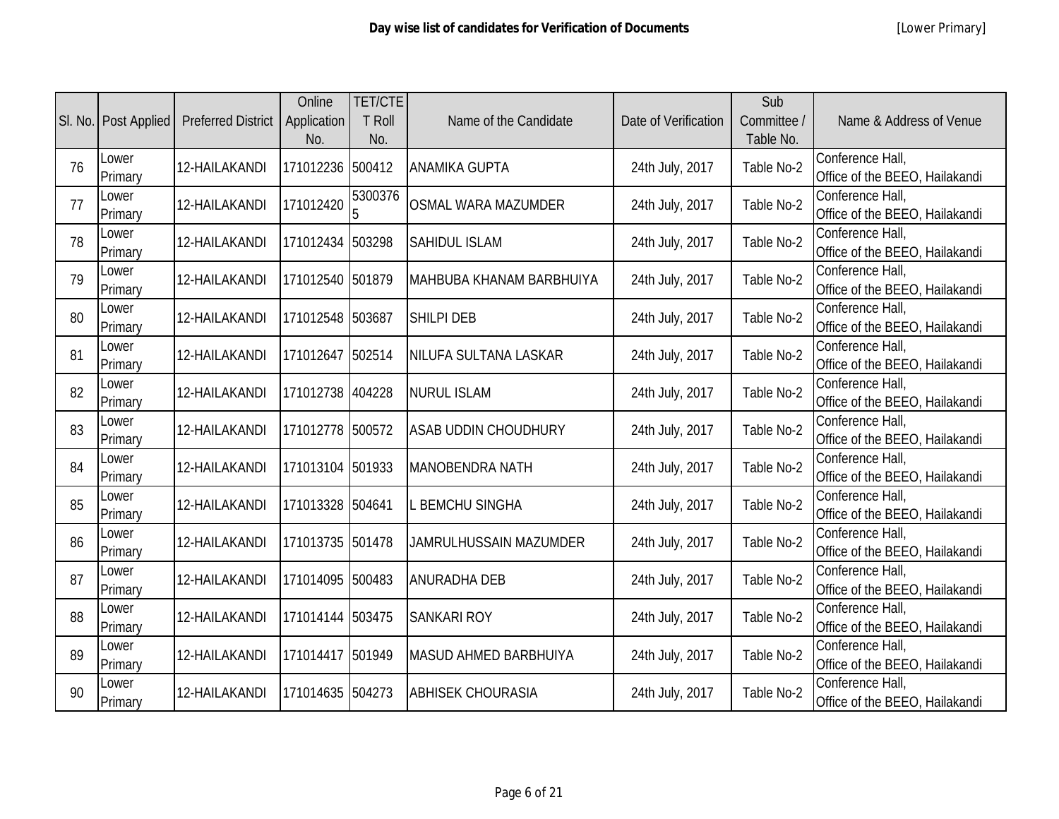# Day wise list of candidates for Verification of Documents

[Lower Primary]

| Sl. No. | Post Applied | Preferred District | Online Application No. | TET/CTET Roll No. | Name of the Candidate | Date of Verification | Sub Committee / Table No. | Name & Address of Venue |
|---|---|---|---|---|---|---|---|---|
| 76 | Lower Primary | 12-HAILAKANDI | 171012236 | 500412 | ANAMIKA GUPTA | 24th July, 2017 | Table No-2 | Conference Hall, Office of the BEEO, Hailakandi |
| 77 | Lower Primary | 12-HAILAKANDI | 171012420 | 53003765 | OSMAL WARA MAZUMDER | 24th July, 2017 | Table No-2 | Conference Hall, Office of the BEEO, Hailakandi |
| 78 | Lower Primary | 12-HAILAKANDI | 171012434 | 503298 | SAHIDUL ISLAM | 24th July, 2017 | Table No-2 | Conference Hall, Office of the BEEO, Hailakandi |
| 79 | Lower Primary | 12-HAILAKANDI | 171012540 | 501879 | MAHBUBA KHANAM BARBHUIYA | 24th July, 2017 | Table No-2 | Conference Hall, Office of the BEEO, Hailakandi |
| 80 | Lower Primary | 12-HAILAKANDI | 171012548 | 503687 | SHILPI DEB | 24th July, 2017 | Table No-2 | Conference Hall, Office of the BEEO, Hailakandi |
| 81 | Lower Primary | 12-HAILAKANDI | 171012647 | 502514 | NILUFA SULTANA LASKAR | 24th July, 2017 | Table No-2 | Conference Hall, Office of the BEEO, Hailakandi |
| 82 | Lower Primary | 12-HAILAKANDI | 171012738 | 404228 | NURUL ISLAM | 24th July, 2017 | Table No-2 | Conference Hall, Office of the BEEO, Hailakandi |
| 83 | Lower Primary | 12-HAILAKANDI | 171012778 | 500572 | ASAB UDDIN CHOUDHURY | 24th July, 2017 | Table No-2 | Conference Hall, Office of the BEEO, Hailakandi |
| 84 | Lower Primary | 12-HAILAKANDI | 171013104 | 501933 | MANOBENDRA NATH | 24th July, 2017 | Table No-2 | Conference Hall, Office of the BEEO, Hailakandi |
| 85 | Lower Primary | 12-HAILAKANDI | 171013328 | 504641 | L BEMCHU SINGHA | 24th July, 2017 | Table No-2 | Conference Hall, Office of the BEEO, Hailakandi |
| 86 | Lower Primary | 12-HAILAKANDI | 171013735 | 501478 | JAMRULHUSSAIN MAZUMDER | 24th July, 2017 | Table No-2 | Conference Hall, Office of the BEEO, Hailakandi |
| 87 | Lower Primary | 12-HAILAKANDI | 171014095 | 500483 | ANURADHA DEB | 24th July, 2017 | Table No-2 | Conference Hall, Office of the BEEO, Hailakandi |
| 88 | Lower Primary | 12-HAILAKANDI | 171014144 | 503475 | SANKARI ROY | 24th July, 2017 | Table No-2 | Conference Hall, Office of the BEEO, Hailakandi |
| 89 | Lower Primary | 12-HAILAKANDI | 171014417 | 501949 | MASUD AHMED BARBHUIYA | 24th July, 2017 | Table No-2 | Conference Hall, Office of the BEEO, Hailakandi |
| 90 | Lower Primary | 12-HAILAKANDI | 171014635 | 504273 | ABHISEK CHOURASIA | 24th July, 2017 | Table No-2 | Conference Hall, Office of the BEEO, Hailakandi |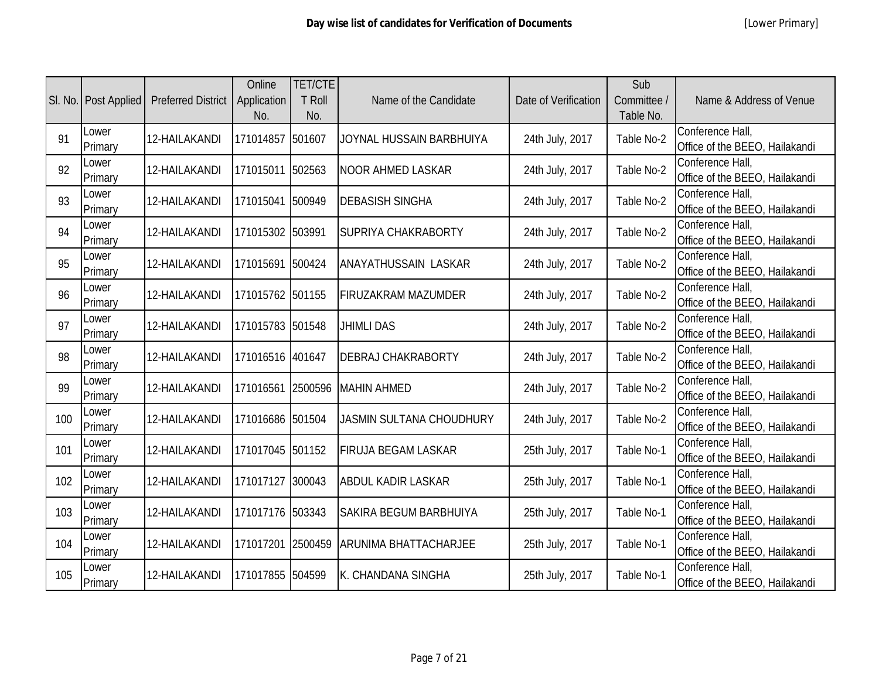**Day wise list of candidates for Verification of Documents** [Lower Primary]

| Sl. No. | Post Applied | Preferred District | Online Application No. | TET/CTET Roll No. | Name of the Candidate | Date of Verification | Sub Committee / Table No. | Name & Address of Venue |
|---|---|---|---|---|---|---|---|---|
| 91 | Lower Primary | 12-HAILAKANDI | 171014857 | 501607 | JOYNAL HUSSAIN BARBHUIYA | 24th July, 2017 | Table No-2 | Conference Hall, Office of the BEEO, Hailakandi |
| 92 | Lower Primary | 12-HAILAKANDI | 171015011 | 502563 | NOOR AHMED LASKAR | 24th July, 2017 | Table No-2 | Conference Hall, Office of the BEEO, Hailakandi |
| 93 | Lower Primary | 12-HAILAKANDI | 171015041 | 500949 | DEBASISH SINGHA | 24th July, 2017 | Table No-2 | Conference Hall, Office of the BEEO, Hailakandi |
| 94 | Lower Primary | 12-HAILAKANDI | 171015302 | 503991 | SUPRIYA CHAKRABORTY | 24th July, 2017 | Table No-2 | Conference Hall, Office of the BEEO, Hailakandi |
| 95 | Lower Primary | 12-HAILAKANDI | 171015691 | 500424 | ANAYATHUSSAIN LASKAR | 24th July, 2017 | Table No-2 | Conference Hall, Office of the BEEO, Hailakandi |
| 96 | Lower Primary | 12-HAILAKANDI | 171015762 | 501155 | FIRUZAKRAM MAZUMDER | 24th July, 2017 | Table No-2 | Conference Hall, Office of the BEEO, Hailakandi |
| 97 | Lower Primary | 12-HAILAKANDI | 171015783 | 501548 | JHIMLI DAS | 24th July, 2017 | Table No-2 | Conference Hall, Office of the BEEO, Hailakandi |
| 98 | Lower Primary | 12-HAILAKANDI | 171016516 | 401647 | DEBRAJ CHAKRABORTY | 24th July, 2017 | Table No-2 | Conference Hall, Office of the BEEO, Hailakandi |
| 99 | Lower Primary | 12-HAILAKANDI | 171016561 | 2500596 | MAHIN AHMED | 24th July, 2017 | Table No-2 | Conference Hall, Office of the BEEO, Hailakandi |
| 100 | Lower Primary | 12-HAILAKANDI | 171016686 | 501504 | JASMIN SULTANA CHOUDHURY | 24th July, 2017 | Table No-2 | Conference Hall, Office of the BEEO, Hailakandi |
| 101 | Lower Primary | 12-HAILAKANDI | 171017045 | 501152 | FIRUJA BEGAM LASKAR | 25th July, 2017 | Table No-1 | Conference Hall, Office of the BEEO, Hailakandi |
| 102 | Lower Primary | 12-HAILAKANDI | 171017127 | 300043 | ABDUL KADIR LASKAR | 25th July, 2017 | Table No-1 | Conference Hall, Office of the BEEO, Hailakandi |
| 103 | Lower Primary | 12-HAILAKANDI | 171017176 | 503343 | SAKIRA BEGUM BARBHUIYA | 25th July, 2017 | Table No-1 | Conference Hall, Office of the BEEO, Hailakandi |
| 104 | Lower Primary | 12-HAILAKANDI | 171017201 | 2500459 | ARUNIMA BHATTACHARJEE | 25th July, 2017 | Table No-1 | Conference Hall, Office of the BEEO, Hailakandi |
| 105 | Lower Primary | 12-HAILAKANDI | 171017855 | 504599 | K. CHANDANA SINGHA | 25th July, 2017 | Table No-1 | Conference Hall, Office of the BEEO, Hailakandi |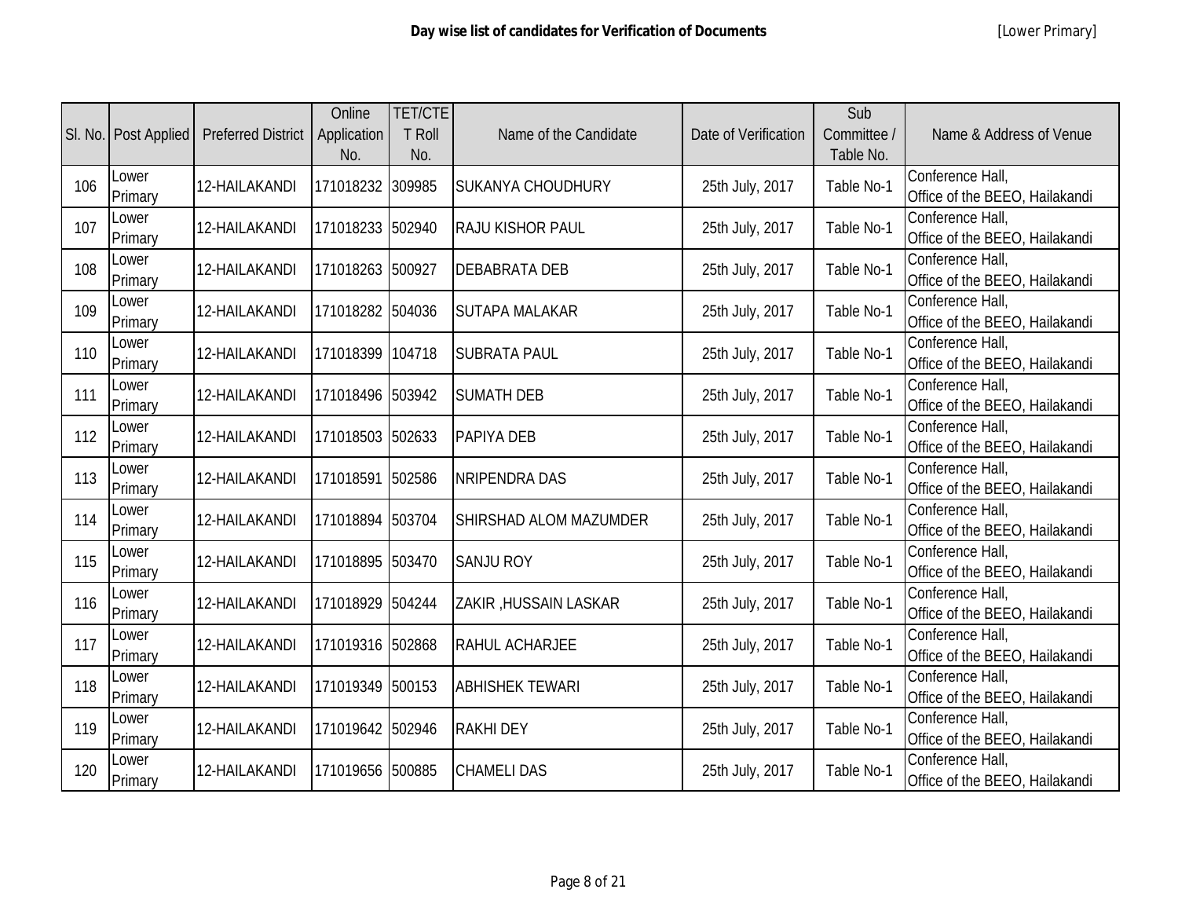# Day wise list of candidates for Verification of Documents

[Lower Primary]

| Sl. No. | Post Applied | Preferred District | Online Application No. | TET/CTET Roll No. | Name of the Candidate | Date of Verification | Sub Committee / Table No. | Name & Address of Venue |
|---|---|---|---|---|---|---|---|---|
| 106 | Lower Primary | 12-HAILAKANDI | 171018232 | 309985 | SUKANYA CHOUDHURY | 25th July, 2017 | Table No-1 | Conference Hall, Office of the BEEO, Hailakandi |
| 107 | Lower Primary | 12-HAILAKANDI | 171018233 | 502940 | RAJU KISHOR PAUL | 25th July, 2017 | Table No-1 | Conference Hall, Office of the BEEO, Hailakandi |
| 108 | Lower Primary | 12-HAILAKANDI | 171018263 | 500927 | DEBABRATA DEB | 25th July, 2017 | Table No-1 | Conference Hall, Office of the BEEO, Hailakandi |
| 109 | Lower Primary | 12-HAILAKANDI | 171018282 | 504036 | SUTAPA MALAKAR | 25th July, 2017 | Table No-1 | Conference Hall, Office of the BEEO, Hailakandi |
| 110 | Lower Primary | 12-HAILAKANDI | 171018399 | 104718 | SUBRATA PAUL | 25th July, 2017 | Table No-1 | Conference Hall, Office of the BEEO, Hailakandi |
| 111 | Lower Primary | 12-HAILAKANDI | 171018496 | 503942 | SUMATH DEB | 25th July, 2017 | Table No-1 | Conference Hall, Office of the BEEO, Hailakandi |
| 112 | Lower Primary | 12-HAILAKANDI | 171018503 | 502633 | PAPIYA DEB | 25th July, 2017 | Table No-1 | Conference Hall, Office of the BEEO, Hailakandi |
| 113 | Lower Primary | 12-HAILAKANDI | 171018591 | 502586 | NRIPENDRA DAS | 25th July, 2017 | Table No-1 | Conference Hall, Office of the BEEO, Hailakandi |
| 114 | Lower Primary | 12-HAILAKANDI | 171018894 | 503704 | SHIRSHAD ALOM MAZUMDER | 25th July, 2017 | Table No-1 | Conference Hall, Office of the BEEO, Hailakandi |
| 115 | Lower Primary | 12-HAILAKANDI | 171018895 | 503470 | SANJU ROY | 25th July, 2017 | Table No-1 | Conference Hall, Office of the BEEO, Hailakandi |
| 116 | Lower Primary | 12-HAILAKANDI | 171018929 | 504244 | ZAKIR ,HUSSAIN LASKAR | 25th July, 2017 | Table No-1 | Conference Hall, Office of the BEEO, Hailakandi |
| 117 | Lower Primary | 12-HAILAKANDI | 171019316 | 502868 | RAHUL ACHARJEE | 25th July, 2017 | Table No-1 | Conference Hall, Office of the BEEO, Hailakandi |
| 118 | Lower Primary | 12-HAILAKANDI | 171019349 | 500153 | ABHISHEK TEWARI | 25th July, 2017 | Table No-1 | Conference Hall, Office of the BEEO, Hailakandi |
| 119 | Lower Primary | 12-HAILAKANDI | 171019642 | 502946 | RAKHI DEY | 25th July, 2017 | Table No-1 | Conference Hall, Office of the BEEO, Hailakandi |
| 120 | Lower Primary | 12-HAILAKANDI | 171019656 | 500885 | CHAMELI DAS | 25th July, 2017 | Table No-1 | Conference Hall, Office of the BEEO, Hailakandi |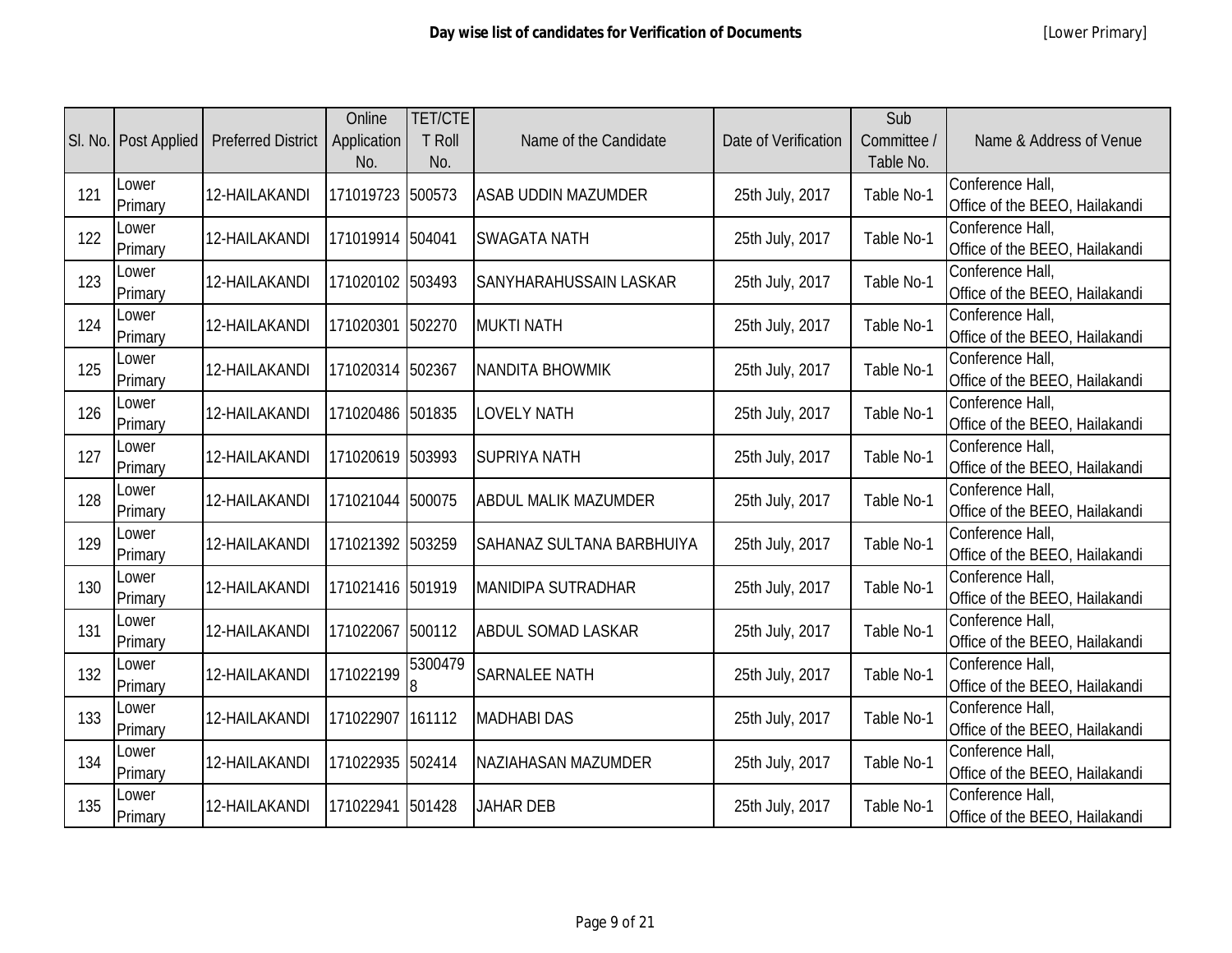# Day wise list of candidates for Verification of Documents

[Lower Primary]

| Sl. No. | Post Applied | Preferred District | Online Application No. | TET/CTET Roll No. | Name of the Candidate | Date of Verification | Sub Committee / Table No. | Name & Address of Venue |
|---|---|---|---|---|---|---|---|---|
| 121 | Lower Primary | 12-HAILAKANDI | 171019723 | 500573 | ASAB UDDIN MAZUMDER | 25th July, 2017 | Table No-1 | Conference Hall, Office of the BEEO, Hailakandi |
| 122 | Lower Primary | 12-HAILAKANDI | 171019914 | 504041 | SWAGATA NATH | 25th July, 2017 | Table No-1 | Conference Hall, Office of the BEEO, Hailakandi |
| 123 | Lower Primary | 12-HAILAKANDI | 171020102 | 503493 | SANYHARAHUSSAIN LASKAR | 25th July, 2017 | Table No-1 | Conference Hall, Office of the BEEO, Hailakandi |
| 124 | Lower Primary | 12-HAILAKANDI | 171020301 | 502270 | MUKTI NATH | 25th July, 2017 | Table No-1 | Conference Hall, Office of the BEEO, Hailakandi |
| 125 | Lower Primary | 12-HAILAKANDI | 171020314 | 502367 | NANDITA BHOWMIK | 25th July, 2017 | Table No-1 | Conference Hall, Office of the BEEO, Hailakandi |
| 126 | Lower Primary | 12-HAILAKANDI | 171020486 | 501835 | LOVELY NATH | 25th July, 2017 | Table No-1 | Conference Hall, Office of the BEEO, Hailakandi |
| 127 | Lower Primary | 12-HAILAKANDI | 171020619 | 503993 | SUPRIYA NATH | 25th July, 2017 | Table No-1 | Conference Hall, Office of the BEEO, Hailakandi |
| 128 | Lower Primary | 12-HAILAKANDI | 171021044 | 500075 | ABDUL MALIK MAZUMDER | 25th July, 2017 | Table No-1 | Conference Hall, Office of the BEEO, Hailakandi |
| 129 | Lower Primary | 12-HAILAKANDI | 171021392 | 503259 | SAHANAZ SULTANA BARBHUIYA | 25th July, 2017 | Table No-1 | Conference Hall, Office of the BEEO, Hailakandi |
| 130 | Lower Primary | 12-HAILAKANDI | 171021416 | 501919 | MANIDIPA SUTRADHAR | 25th July, 2017 | Table No-1 | Conference Hall, Office of the BEEO, Hailakandi |
| 131 | Lower Primary | 12-HAILAKANDI | 171022067 | 500112 | ABDUL SOMAD LASKAR | 25th July, 2017 | Table No-1 | Conference Hall, Office of the BEEO, Hailakandi |
| 132 | Lower Primary | 12-HAILAKANDI | 171022199 | 53004798 | SARNALEE NATH | 25th July, 2017 | Table No-1 | Conference Hall, Office of the BEEO, Hailakandi |
| 133 | Lower Primary | 12-HAILAKANDI | 171022907 | 161112 | MADHABI DAS | 25th July, 2017 | Table No-1 | Conference Hall, Office of the BEEO, Hailakandi |
| 134 | Lower Primary | 12-HAILAKANDI | 171022935 | 502414 | NAZIAHASAN MAZUMDER | 25th July, 2017 | Table No-1 | Conference Hall, Office of the BEEO, Hailakandi |
| 135 | Lower Primary | 12-HAILAKANDI | 171022941 | 501428 | JAHAR DEB | 25th July, 2017 | Table No-1 | Conference Hall, Office of the BEEO, Hailakandi |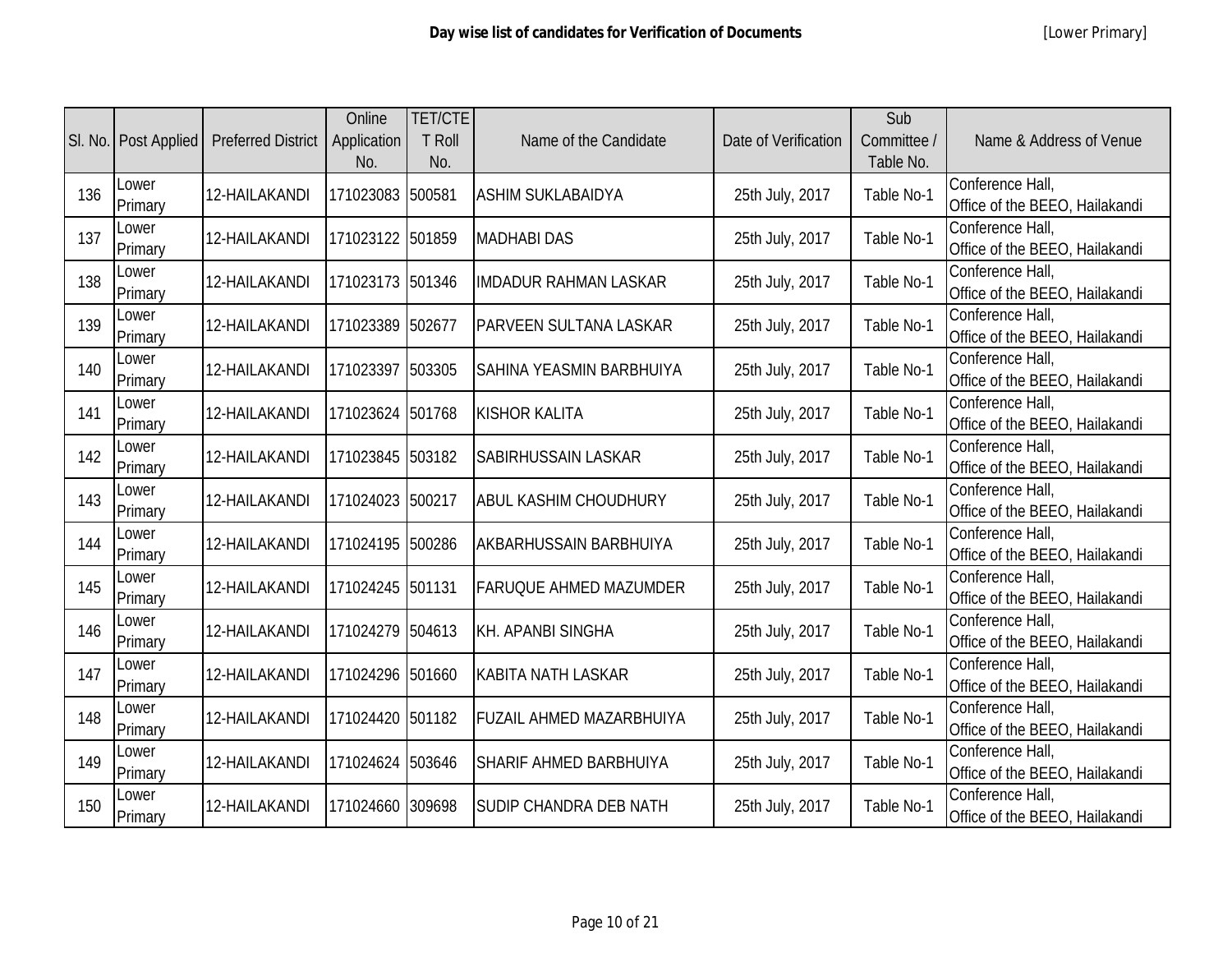| Sl. No. | Post Applied | Preferred District | Online Application No. | TET/CTE T Roll No. | Name of the Candidate | Date of Verification | Sub Committee / Table No. | Name & Address of Venue |
|---|---|---|---|---|---|---|---|---|
| 136 | Lower Primary | 12-HAILAKANDI | 171023083 | 500581 | ASHIM SUKLABAIDYA | 25th July, 2017 | Table No-1 | Conference Hall, Office of the BEEO, Hailakandi |
| 137 | Lower Primary | 12-HAILAKANDI | 171023122 | 501859 | MADHABI DAS | 25th July, 2017 | Table No-1 | Conference Hall, Office of the BEEO, Hailakandi |
| 138 | Lower Primary | 12-HAILAKANDI | 171023173 | 501346 | IMDADUR RAHMAN LASKAR | 25th July, 2017 | Table No-1 | Conference Hall, Office of the BEEO, Hailakandi |
| 139 | Lower Primary | 12-HAILAKANDI | 171023389 | 502677 | PARVEEN SULTANA LASKAR | 25th July, 2017 | Table No-1 | Conference Hall, Office of the BEEO, Hailakandi |
| 140 | Lower Primary | 12-HAILAKANDI | 171023397 | 503305 | SAHINA YEASMIN BARBHUIYA | 25th July, 2017 | Table No-1 | Conference Hall, Office of the BEEO, Hailakandi |
| 141 | Lower Primary | 12-HAILAKANDI | 171023624 | 501768 | KISHOR KALITA | 25th July, 2017 | Table No-1 | Conference Hall, Office of the BEEO, Hailakandi |
| 142 | Lower Primary | 12-HAILAKANDI | 171023845 | 503182 | SABIRHUSSAIN LASKAR | 25th July, 2017 | Table No-1 | Conference Hall, Office of the BEEO, Hailakandi |
| 143 | Lower Primary | 12-HAILAKANDI | 171024023 | 500217 | ABUL KASHIM CHOUDHURY | 25th July, 2017 | Table No-1 | Conference Hall, Office of the BEEO, Hailakandi |
| 144 | Lower Primary | 12-HAILAKANDI | 171024195 | 500286 | AKBARHUSSAIN BARBHUIYA | 25th July, 2017 | Table No-1 | Conference Hall, Office of the BEEO, Hailakandi |
| 145 | Lower Primary | 12-HAILAKANDI | 171024245 | 501131 | FARUQUE AHMED MAZUMDER | 25th July, 2017 | Table No-1 | Conference Hall, Office of the BEEO, Hailakandi |
| 146 | Lower Primary | 12-HAILAKANDI | 171024279 | 504613 | KH. APANBI SINGHA | 25th July, 2017 | Table No-1 | Conference Hall, Office of the BEEO, Hailakandi |
| 147 | Lower Primary | 12-HAILAKANDI | 171024296 | 501660 | KABITA NATH LASKAR | 25th July, 2017 | Table No-1 | Conference Hall, Office of the BEEO, Hailakandi |
| 148 | Lower Primary | 12-HAILAKANDI | 171024420 | 501182 | FUZAIL AHMED MAZARBHUIYA | 25th July, 2017 | Table No-1 | Conference Hall, Office of the BEEO, Hailakandi |
| 149 | Lower Primary | 12-HAILAKANDI | 171024624 | 503646 | SHARIF AHMED BARBHUIYA | 25th July, 2017 | Table No-1 | Conference Hall, Office of the BEEO, Hailakandi |
| 150 | Lower Primary | 12-HAILAKANDI | 171024660 | 309698 | SUDIP CHANDRA DEB NATH | 25th July, 2017 | Table No-1 | Conference Hall, Office of the BEEO, Hailakandi |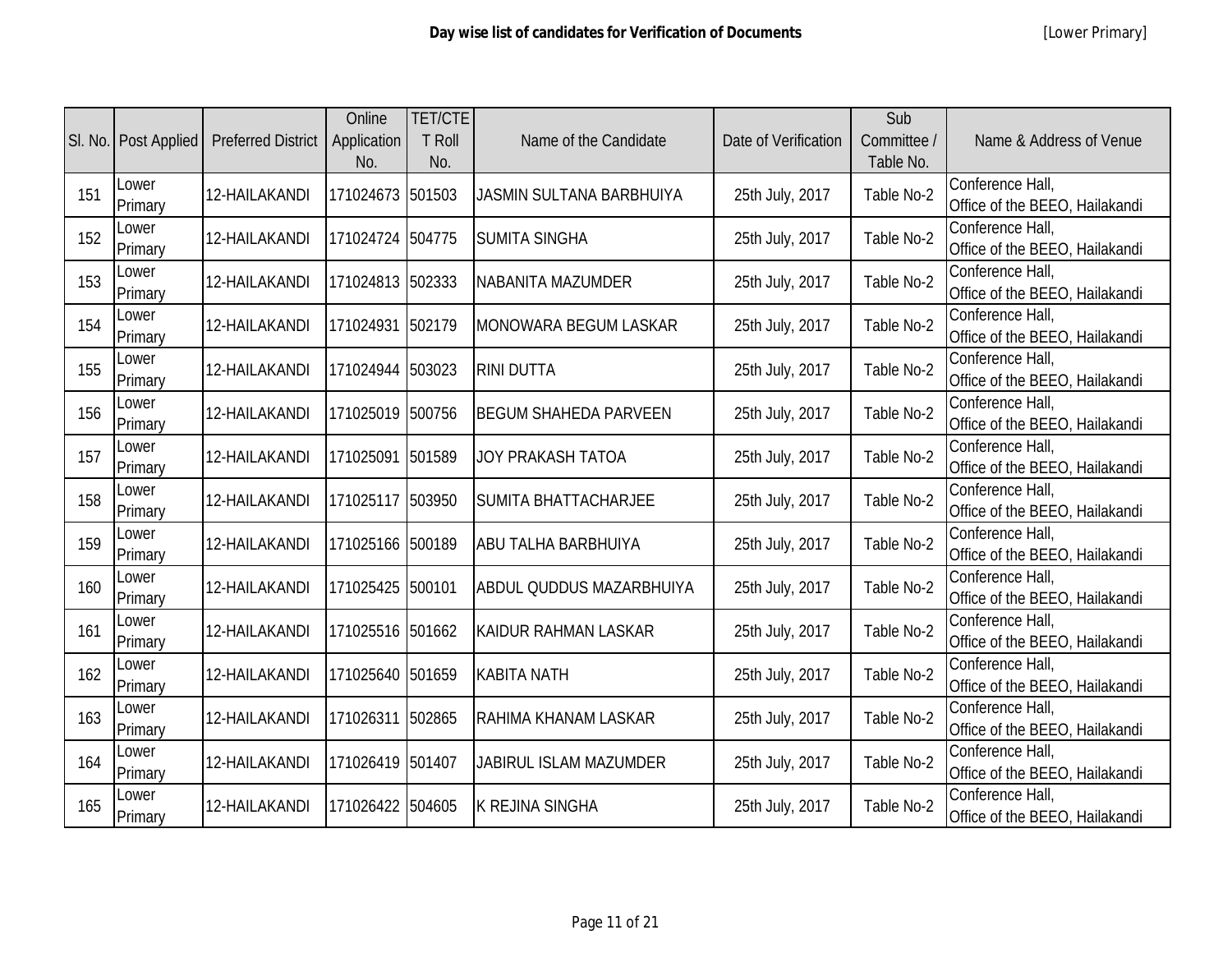| Sl. No. | Post Applied | Preferred District | Online Application No. | TET/CTET Roll No. | Name of the Candidate | Date of Verification | Sub Committee / Table No. | Name & Address of Venue |
|---|---|---|---|---|---|---|---|---|
| 151 | Lower Primary | 12-HAILAKANDI | 171024673 | 501503 | JASMIN SULTANA BARBHUIYA | 25th July, 2017 | Table No-2 | Conference Hall, Office of the BEEO, Hailakandi |
| 152 | Lower Primary | 12-HAILAKANDI | 171024724 | 504775 | SUMITA SINGHA | 25th July, 2017 | Table No-2 | Conference Hall, Office of the BEEO, Hailakandi |
| 153 | Lower Primary | 12-HAILAKANDI | 171024813 | 502333 | NABANITA MAZUMDER | 25th July, 2017 | Table No-2 | Conference Hall, Office of the BEEO, Hailakandi |
| 154 | Lower Primary | 12-HAILAKANDI | 171024931 | 502179 | MONOWARA BEGUM LASKAR | 25th July, 2017 | Table No-2 | Conference Hall, Office of the BEEO, Hailakandi |
| 155 | Lower Primary | 12-HAILAKANDI | 171024944 | 503023 | RINI DUTTA | 25th July, 2017 | Table No-2 | Conference Hall, Office of the BEEO, Hailakandi |
| 156 | Lower Primary | 12-HAILAKANDI | 171025019 | 500756 | BEGUM SHAHEDA PARVEEN | 25th July, 2017 | Table No-2 | Conference Hall, Office of the BEEO, Hailakandi |
| 157 | Lower Primary | 12-HAILAKANDI | 171025091 | 501589 | JOY PRAKASH TATOA | 25th July, 2017 | Table No-2 | Conference Hall, Office of the BEEO, Hailakandi |
| 158 | Lower Primary | 12-HAILAKANDI | 171025117 | 503950 | SUMITA BHATTACHARJEE | 25th July, 2017 | Table No-2 | Conference Hall, Office of the BEEO, Hailakandi |
| 159 | Lower Primary | 12-HAILAKANDI | 171025166 | 500189 | ABU TALHA BARBHUIYA | 25th July, 2017 | Table No-2 | Conference Hall, Office of the BEEO, Hailakandi |
| 160 | Lower Primary | 12-HAILAKANDI | 171025425 | 500101 | ABDUL QUDDUS MAZARBHUIYA | 25th July, 2017 | Table No-2 | Conference Hall, Office of the BEEO, Hailakandi |
| 161 | Lower Primary | 12-HAILAKANDI | 171025516 | 501662 | KAIDUR RAHMAN LASKAR | 25th July, 2017 | Table No-2 | Conference Hall, Office of the BEEO, Hailakandi |
| 162 | Lower Primary | 12-HAILAKANDI | 171025640 | 501659 | KABITA NATH | 25th July, 2017 | Table No-2 | Conference Hall, Office of the BEEO, Hailakandi |
| 163 | Lower Primary | 12-HAILAKANDI | 171026311 | 502865 | RAHIMA KHANAM LASKAR | 25th July, 2017 | Table No-2 | Conference Hall, Office of the BEEO, Hailakandi |
| 164 | Lower Primary | 12-HAILAKANDI | 171026419 | 501407 | JABIRUL ISLAM MAZUMDER | 25th July, 2017 | Table No-2 | Conference Hall, Office of the BEEO, Hailakandi |
| 165 | Lower Primary | 12-HAILAKANDI | 171026422 | 504605 | K REJINA SINGHA | 25th July, 2017 | Table No-2 | Conference Hall, Office of the BEEO, Hailakandi |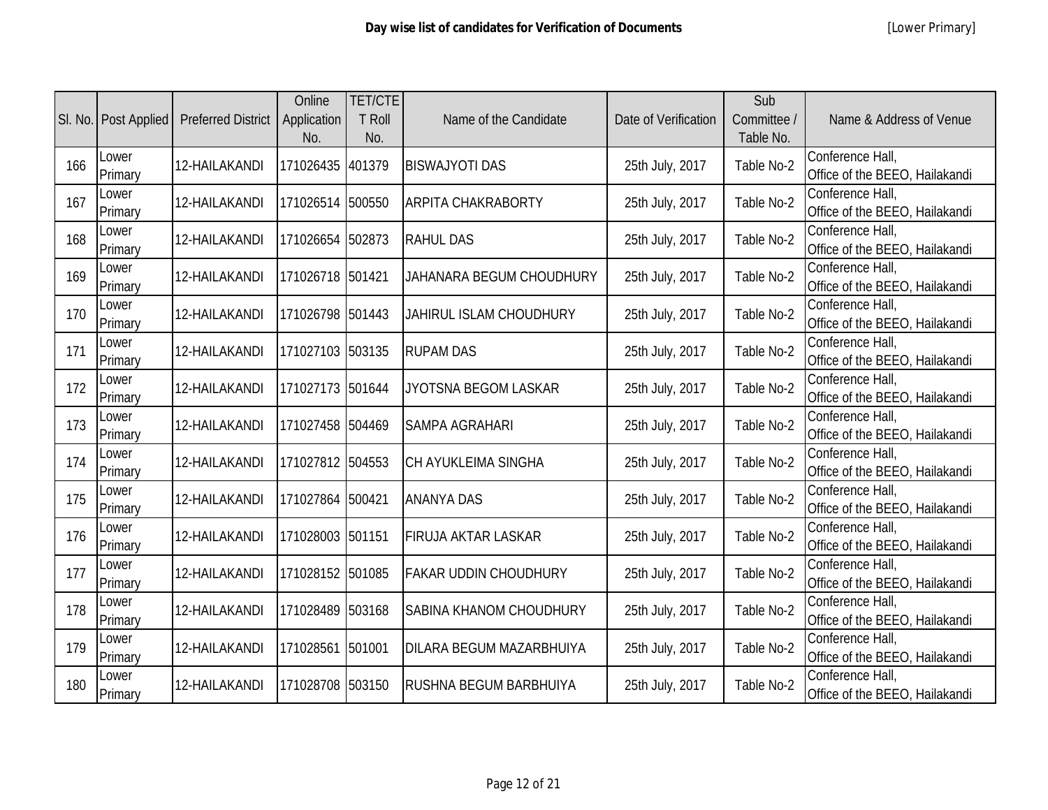| Sl. No. | Post Applied | Preferred District | Online Application No. | TET/CTET Roll No. | Name of the Candidate | Date of Verification | Sub Committee / Table No. | Name & Address of Venue |
|---|---|---|---|---|---|---|---|---|
| 166 | Lower Primary | 12-HAILAKANDI | 171026435 | 401379 | BISWAJYOTI DAS | 25th July, 2017 | Table No-2 | Conference Hall, Office of the BEEO, Hailakandi |
| 167 | Lower Primary | 12-HAILAKANDI | 171026514 | 500550 | ARPITA CHAKRABORTY | 25th July, 2017 | Table No-2 | Conference Hall, Office of the BEEO, Hailakandi |
| 168 | Lower Primary | 12-HAILAKANDI | 171026654 | 502873 | RAHUL DAS | 25th July, 2017 | Table No-2 | Conference Hall, Office of the BEEO, Hailakandi |
| 169 | Lower Primary | 12-HAILAKANDI | 171026718 | 501421 | JAHANARA BEGUM CHOUDHURY | 25th July, 2017 | Table No-2 | Conference Hall, Office of the BEEO, Hailakandi |
| 170 | Lower Primary | 12-HAILAKANDI | 171026798 | 501443 | JAHIRUL ISLAM CHOUDHURY | 25th July, 2017 | Table No-2 | Conference Hall, Office of the BEEO, Hailakandi |
| 171 | Lower Primary | 12-HAILAKANDI | 171027103 | 503135 | RUPAM DAS | 25th July, 2017 | Table No-2 | Conference Hall, Office of the BEEO, Hailakandi |
| 172 | Lower Primary | 12-HAILAKANDI | 171027173 | 501644 | JYOTSNA BEGOM LASKAR | 25th July, 2017 | Table No-2 | Conference Hall, Office of the BEEO, Hailakandi |
| 173 | Lower Primary | 12-HAILAKANDI | 171027458 | 504469 | SAMPA AGRAHARI | 25th July, 2017 | Table No-2 | Conference Hall, Office of the BEEO, Hailakandi |
| 174 | Lower Primary | 12-HAILAKANDI | 171027812 | 504553 | CH AYUKLEIMA SINGHA | 25th July, 2017 | Table No-2 | Conference Hall, Office of the BEEO, Hailakandi |
| 175 | Lower Primary | 12-HAILAKANDI | 171027864 | 500421 | ANANYA DAS | 25th July, 2017 | Table No-2 | Conference Hall, Office of the BEEO, Hailakandi |
| 176 | Lower Primary | 12-HAILAKANDI | 171028003 | 501151 | FIRUJA AKTAR LASKAR | 25th July, 2017 | Table No-2 | Conference Hall, Office of the BEEO, Hailakandi |
| 177 | Lower Primary | 12-HAILAKANDI | 171028152 | 501085 | FAKAR UDDIN CHOUDHURY | 25th July, 2017 | Table No-2 | Conference Hall, Office of the BEEO, Hailakandi |
| 178 | Lower Primary | 12-HAILAKANDI | 171028489 | 503168 | SABINA KHANOM CHOUDHURY | 25th July, 2017 | Table No-2 | Conference Hall, Office of the BEEO, Hailakandi |
| 179 | Lower Primary | 12-HAILAKANDI | 171028561 | 501001 | DILARA BEGUM MAZARBHUIYA | 25th July, 2017 | Table No-2 | Conference Hall, Office of the BEEO, Hailakandi |
| 180 | Lower Primary | 12-HAILAKANDI | 171028708 | 503150 | RUSHNA BEGUM BARBHUIYA | 25th July, 2017 | Table No-2 | Conference Hall, Office of the BEEO, Hailakandi |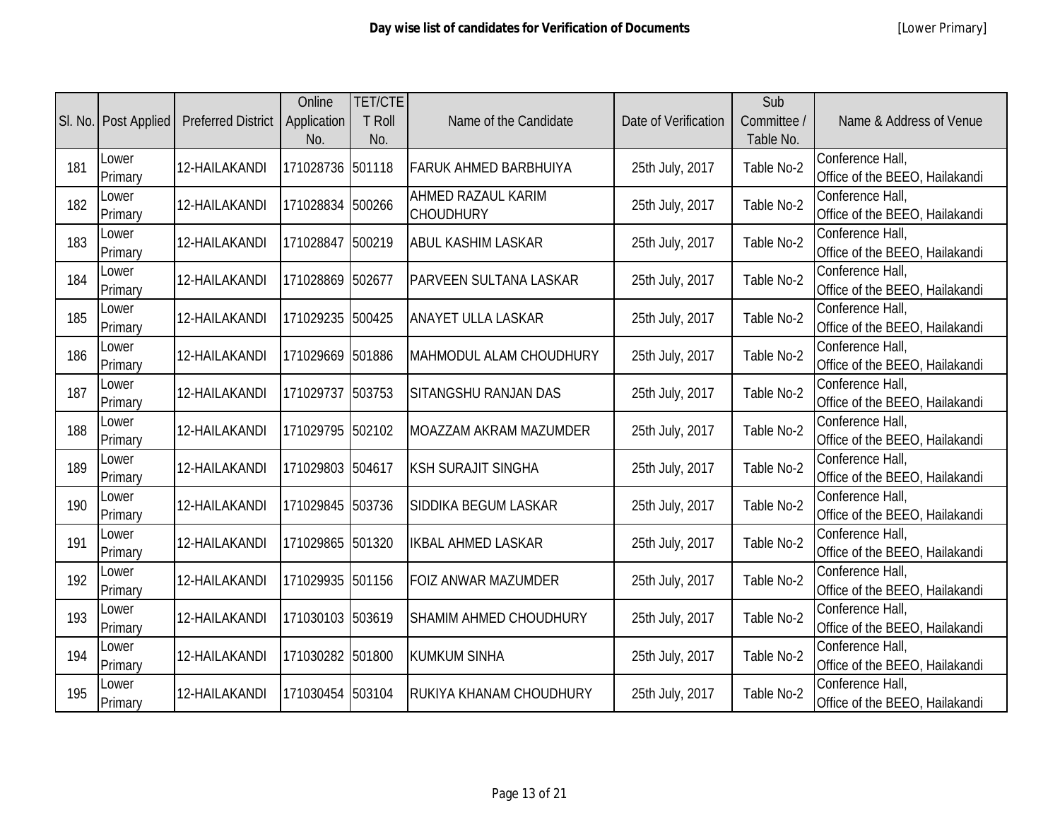**Day wise list of candidates for Verification of Documents** [Lower Primary]

| Sl. No. | Post Applied | Preferred District | Online Application No. | TET/CTET Roll No. | Name of the Candidate | Date of Verification | Sub Committee / Table No. | Name & Address of Venue |
|---|---|---|---|---|---|---|---|---|
| 181 | Lower Primary | 12-HAILAKANDI | 171028736 | 501118 | FARUK AHMED BARBHUIYA | 25th July, 2017 | Table No-2 | Conference Hall, Office of the BEEO, Hailakandi |
| 182 | Lower Primary | 12-HAILAKANDI | 171028834 | 500266 | AHMED RAZAUL KARIM CHOUDHURY | 25th July, 2017 | Table No-2 | Conference Hall, Office of the BEEO, Hailakandi |
| 183 | Lower Primary | 12-HAILAKANDI | 171028847 | 500219 | ABUL KASHIM LASKAR | 25th July, 2017 | Table No-2 | Conference Hall, Office of the BEEO, Hailakandi |
| 184 | Lower Primary | 12-HAILAKANDI | 171028869 | 502677 | PARVEEN SULTANA LASKAR | 25th July, 2017 | Table No-2 | Conference Hall, Office of the BEEO, Hailakandi |
| 185 | Lower Primary | 12-HAILAKANDI | 171029235 | 500425 | ANAYET ULLA LASKAR | 25th July, 2017 | Table No-2 | Conference Hall, Office of the BEEO, Hailakandi |
| 186 | Lower Primary | 12-HAILAKANDI | 171029669 | 501886 | MAHMODUL ALAM CHOUDHURY | 25th July, 2017 | Table No-2 | Conference Hall, Office of the BEEO, Hailakandi |
| 187 | Lower Primary | 12-HAILAKANDI | 171029737 | 503753 | SITANGSHU RANJAN DAS | 25th July, 2017 | Table No-2 | Conference Hall, Office of the BEEO, Hailakandi |
| 188 | Lower Primary | 12-HAILAKANDI | 171029795 | 502102 | MOAZZAM AKRAM MAZUMDER | 25th July, 2017 | Table No-2 | Conference Hall, Office of the BEEO, Hailakandi |
| 189 | Lower Primary | 12-HAILAKANDI | 171029803 | 504617 | KSH SURAJIT SINGHA | 25th July, 2017 | Table No-2 | Conference Hall, Office of the BEEO, Hailakandi |
| 190 | Lower Primary | 12-HAILAKANDI | 171029845 | 503736 | SIDDIKA BEGUM LASKAR | 25th July, 2017 | Table No-2 | Conference Hall, Office of the BEEO, Hailakandi |
| 191 | Lower Primary | 12-HAILAKANDI | 171029865 | 501320 | IKBAL AHMED LASKAR | 25th July, 2017 | Table No-2 | Conference Hall, Office of the BEEO, Hailakandi |
| 192 | Lower Primary | 12-HAILAKANDI | 171029935 | 501156 | FOIZ ANWAR MAZUMDER | 25th July, 2017 | Table No-2 | Conference Hall, Office of the BEEO, Hailakandi |
| 193 | Lower Primary | 12-HAILAKANDI | 171030103 | 503619 | SHAMIM AHMED CHOUDHURY | 25th July, 2017 | Table No-2 | Conference Hall, Office of the BEEO, Hailakandi |
| 194 | Lower Primary | 12-HAILAKANDI | 171030282 | 501800 | KUMKUM SINHA | 25th July, 2017 | Table No-2 | Conference Hall, Office of the BEEO, Hailakandi |
| 195 | Lower Primary | 12-HAILAKANDI | 171030454 | 503104 | RUKIYA KHANAM CHOUDHURY | 25th July, 2017 | Table No-2 | Conference Hall, Office of the BEEO, Hailakandi |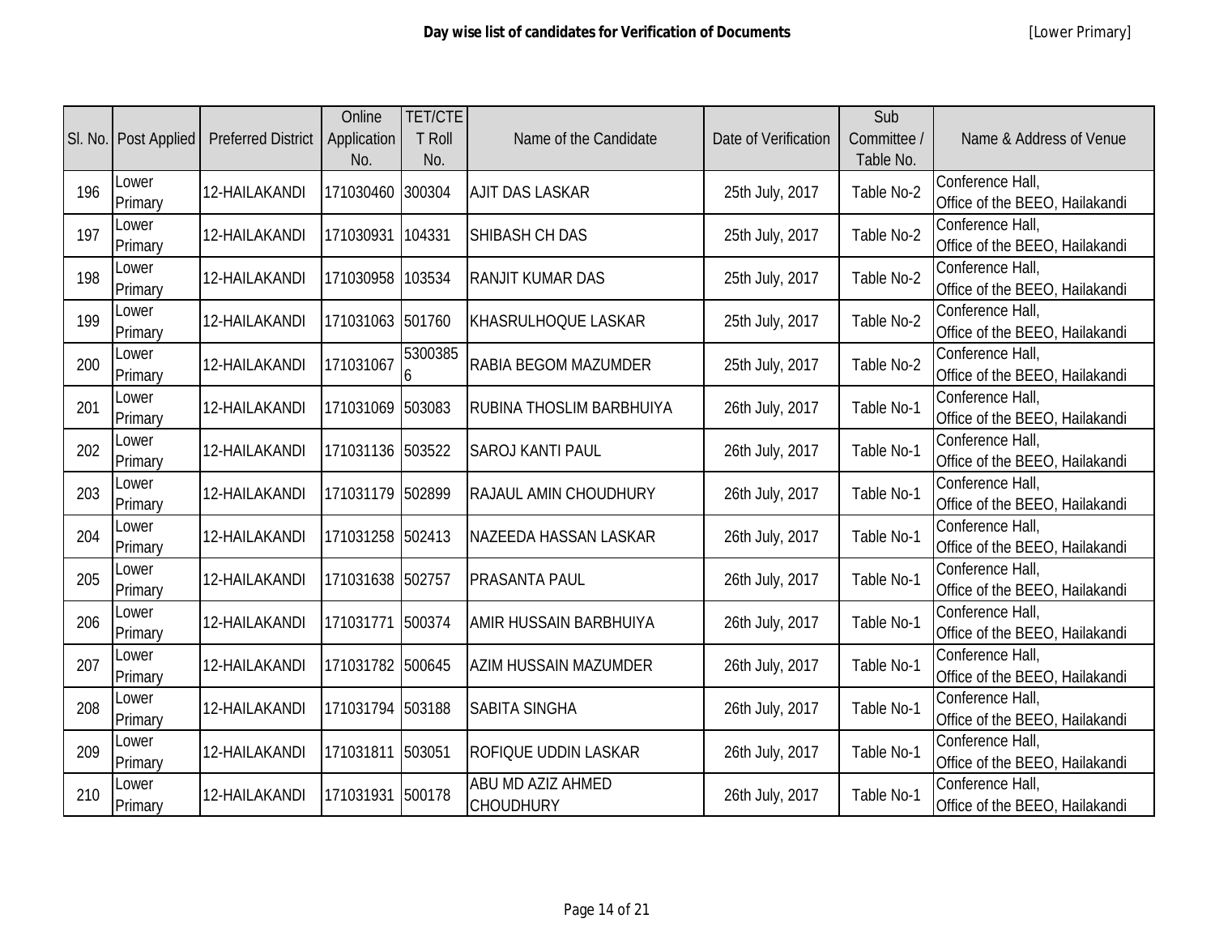| Sl. No. | Post Applied | Preferred District | Online Application No. | TET/CTET Roll No. | Name of the Candidate | Date of Verification | Sub Committee / Table No. | Name & Address of Venue |
|---|---|---|---|---|---|---|---|---|
| 196 | Lower Primary | 12-HAILAKANDI | 171030460 | 300304 | AJIT DAS LASKAR | 25th July, 2017 | Table No-2 | Conference Hall, Office of the BEEO, Hailakandi |
| 197 | Lower Primary | 12-HAILAKANDI | 171030931 | 104331 | SHIBASH CH DAS | 25th July, 2017 | Table No-2 | Conference Hall, Office of the BEEO, Hailakandi |
| 198 | Lower Primary | 12-HAILAKANDI | 171030958 | 103534 | RANJIT KUMAR DAS | 25th July, 2017 | Table No-2 | Conference Hall, Office of the BEEO, Hailakandi |
| 199 | Lower Primary | 12-HAILAKANDI | 171031063 | 501760 | KHASRULHOQUE LASKAR | 25th July, 2017 | Table No-2 | Conference Hall, Office of the BEEO, Hailakandi |
| 200 | Lower Primary | 12-HAILAKANDI | 171031067 | 53003856 | RABIA BEGOM MAZUMDER | 25th July, 2017 | Table No-2 | Conference Hall, Office of the BEEO, Hailakandi |
| 201 | Lower Primary | 12-HAILAKANDI | 171031069 | 503083 | RUBINA THOSLIM BARBHUIYA | 26th July, 2017 | Table No-1 | Conference Hall, Office of the BEEO, Hailakandi |
| 202 | Lower Primary | 12-HAILAKANDI | 171031136 | 503522 | SAROJ KANTI PAUL | 26th July, 2017 | Table No-1 | Conference Hall, Office of the BEEO, Hailakandi |
| 203 | Lower Primary | 12-HAILAKANDI | 171031179 | 502899 | RAJAUL AMIN CHOUDHURY | 26th July, 2017 | Table No-1 | Conference Hall, Office of the BEEO, Hailakandi |
| 204 | Lower Primary | 12-HAILAKANDI | 171031258 | 502413 | NAZEEDA HASSAN LASKAR | 26th July, 2017 | Table No-1 | Conference Hall, Office of the BEEO, Hailakandi |
| 205 | Lower Primary | 12-HAILAKANDI | 171031638 | 502757 | PRASANTA PAUL | 26th July, 2017 | Table No-1 | Conference Hall, Office of the BEEO, Hailakandi |
| 206 | Lower Primary | 12-HAILAKANDI | 171031771 | 500374 | AMIR HUSSAIN BARBHUIYA | 26th July, 2017 | Table No-1 | Conference Hall, Office of the BEEO, Hailakandi |
| 207 | Lower Primary | 12-HAILAKANDI | 171031782 | 500645 | AZIM HUSSAIN MAZUMDER | 26th July, 2017 | Table No-1 | Conference Hall, Office of the BEEO, Hailakandi |
| 208 | Lower Primary | 12-HAILAKANDI | 171031794 | 503188 | SABITA SINGHA | 26th July, 2017 | Table No-1 | Conference Hall, Office of the BEEO, Hailakandi |
| 209 | Lower Primary | 12-HAILAKANDI | 171031811 | 503051 | ROFIQUE UDDIN LASKAR | 26th July, 2017 | Table No-1 | Conference Hall, Office of the BEEO, Hailakandi |
| 210 | Lower Primary | 12-HAILAKANDI | 171031931 | 500178 | ABU MD AZIZ AHMED CHOUDHURY | 26th July, 2017 | Table No-1 | Conference Hall, Office of the BEEO, Hailakandi |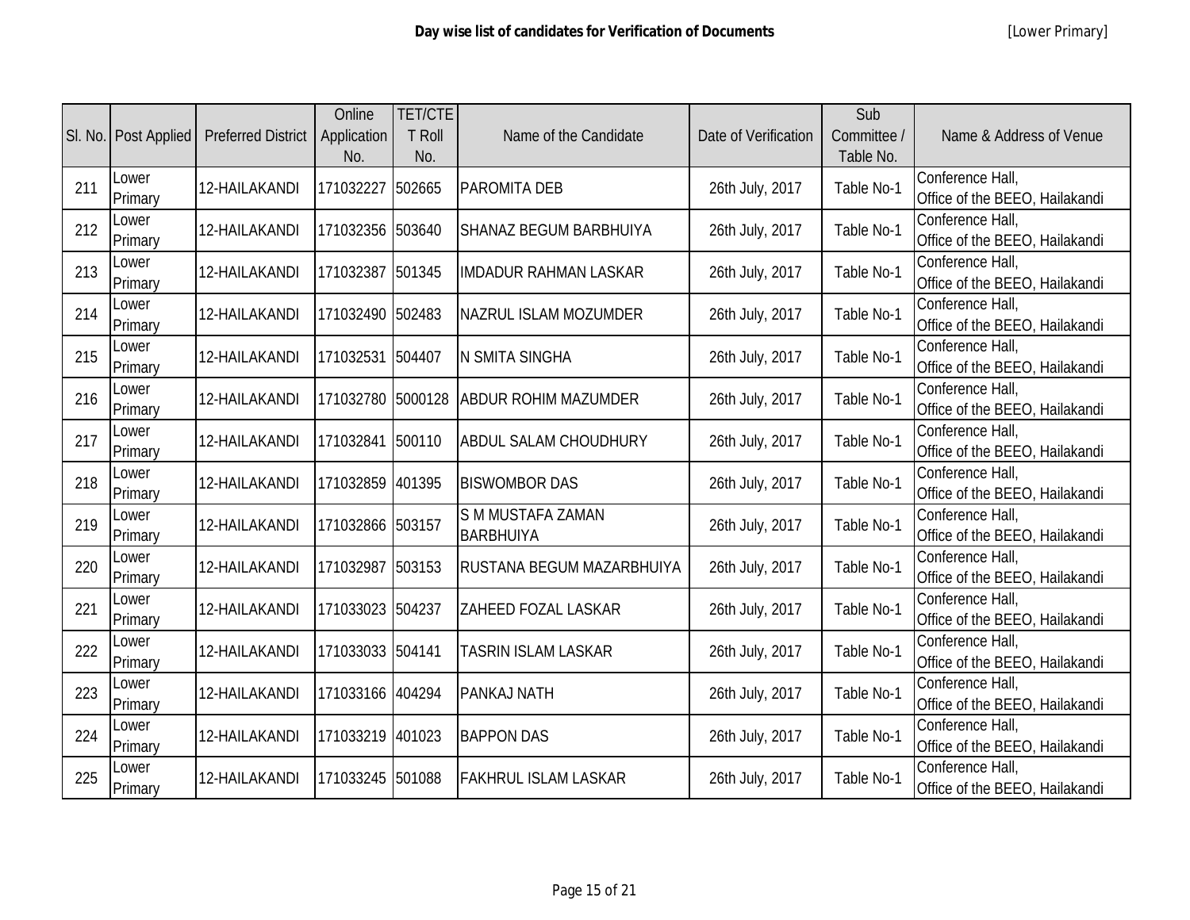## Day wise list of candidates for Verification of Documents

[Lower Primary]

| Sl. No. | Post Applied | Preferred District | Online Application No. | TET/CTET Roll No. | Name of the Candidate | Date of Verification | Sub Committee / Table No. | Name & Address of Venue |
|---|---|---|---|---|---|---|---|---|
| 211 | Lower Primary | 12-HAILAKANDI | 171032227 | 502665 | PAROMITA DEB | 26th July, 2017 | Table No-1 | Conference Hall, Office of the BEEO, Hailakandi |
| 212 | Lower Primary | 12-HAILAKANDI | 171032356 | 503640 | SHANAZ BEGUM BARBHUIYA | 26th July, 2017 | Table No-1 | Conference Hall, Office of the BEEO, Hailakandi |
| 213 | Lower Primary | 12-HAILAKANDI | 171032387 | 501345 | IMDADUR RAHMAN LASKAR | 26th July, 2017 | Table No-1 | Conference Hall, Office of the BEEO, Hailakandi |
| 214 | Lower Primary | 12-HAILAKANDI | 171032490 | 502483 | NAZRUL ISLAM MOZUMDER | 26th July, 2017 | Table No-1 | Conference Hall, Office of the BEEO, Hailakandi |
| 215 | Lower Primary | 12-HAILAKANDI | 171032531 | 504407 | N SMITA SINGHA | 26th July, 2017 | Table No-1 | Conference Hall, Office of the BEEO, Hailakandi |
| 216 | Lower Primary | 12-HAILAKANDI | 171032780 | 5000128 | ABDUR ROHIM MAZUMDER | 26th July, 2017 | Table No-1 | Conference Hall, Office of the BEEO, Hailakandi |
| 217 | Lower Primary | 12-HAILAKANDI | 171032841 | 500110 | ABDUL SALAM CHOUDHURY | 26th July, 2017 | Table No-1 | Conference Hall, Office of the BEEO, Hailakandi |
| 218 | Lower Primary | 12-HAILAKANDI | 171032859 | 401395 | BISWOMBOR DAS | 26th July, 2017 | Table No-1 | Conference Hall, Office of the BEEO, Hailakandi |
| 219 | Lower Primary | 12-HAILAKANDI | 171032866 | 503157 | S M MUSTAFA ZAMAN BARBHUIYA | 26th July, 2017 | Table No-1 | Conference Hall, Office of the BEEO, Hailakandi |
| 220 | Lower Primary | 12-HAILAKANDI | 171032987 | 503153 | RUSTANA BEGUM MAZARBHUIYA | 26th July, 2017 | Table No-1 | Conference Hall, Office of the BEEO, Hailakandi |
| 221 | Lower Primary | 12-HAILAKANDI | 171033023 | 504237 | ZAHEED FOZAL LASKAR | 26th July, 2017 | Table No-1 | Conference Hall, Office of the BEEO, Hailakandi |
| 222 | Lower Primary | 12-HAILAKANDI | 171033033 | 504141 | TASRIN ISLAM LASKAR | 26th July, 2017 | Table No-1 | Conference Hall, Office of the BEEO, Hailakandi |
| 223 | Lower Primary | 12-HAILAKANDI | 171033166 | 404294 | PANKAJ NATH | 26th July, 2017 | Table No-1 | Conference Hall, Office of the BEEO, Hailakandi |
| 224 | Lower Primary | 12-HAILAKANDI | 171033219 | 401023 | BAPPON DAS | 26th July, 2017 | Table No-1 | Conference Hall, Office of the BEEO, Hailakandi |
| 225 | Lower Primary | 12-HAILAKANDI | 171033245 | 501088 | FAKHRUL ISLAM LASKAR | 26th July, 2017 | Table No-1 | Conference Hall, Office of the BEEO, Hailakandi |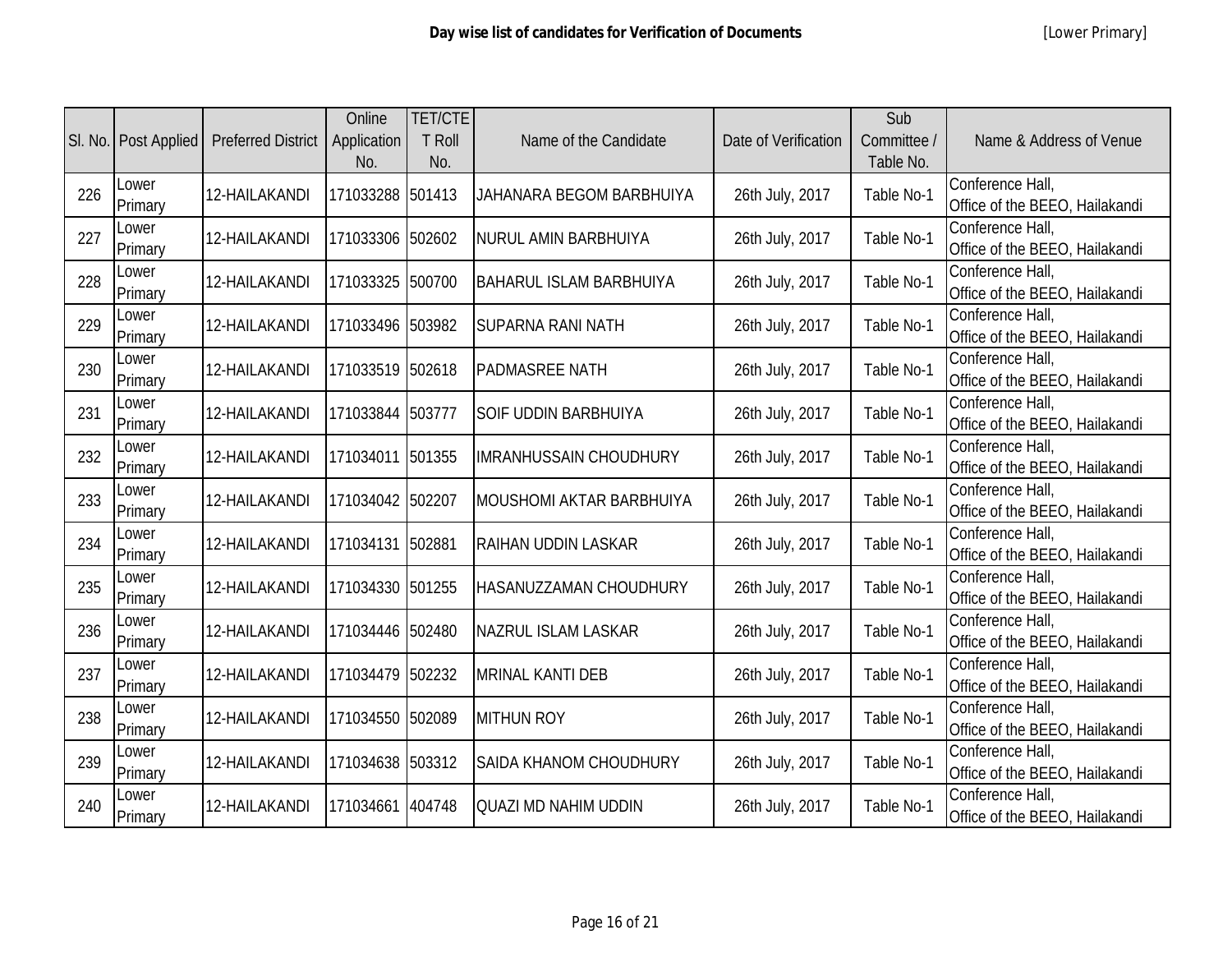# Day wise list of candidates for Verification of Documents

[Lower Primary]

| Sl. No. | Post Applied | Preferred District | Online Application No. | TET/CTET Roll No. | Name of the Candidate | Date of Verification | Sub Committee / Table No. | Name & Address of Venue |
|---|---|---|---|---|---|---|---|---|
| 226 | Lower Primary | 12-HAILAKANDI | 171033288 | 501413 | JAHANARA BEGOM BARBHUIYA | 26th July, 2017 | Table No-1 | Conference Hall, Office of the BEEO, Hailakandi |
| 227 | Lower Primary | 12-HAILAKANDI | 171033306 | 502602 | NURUL AMIN BARBHUIYA | 26th July, 2017 | Table No-1 | Conference Hall, Office of the BEEO, Hailakandi |
| 228 | Lower Primary | 12-HAILAKANDI | 171033325 | 500700 | BAHARUL ISLAM BARBHUIYA | 26th July, 2017 | Table No-1 | Conference Hall, Office of the BEEO, Hailakandi |
| 229 | Lower Primary | 12-HAILAKANDI | 171033496 | 503982 | SUPARNA RANI NATH | 26th July, 2017 | Table No-1 | Conference Hall, Office of the BEEO, Hailakandi |
| 230 | Lower Primary | 12-HAILAKANDI | 171033519 | 502618 | PADMASREE NATH | 26th July, 2017 | Table No-1 | Conference Hall, Office of the BEEO, Hailakandi |
| 231 | Lower Primary | 12-HAILAKANDI | 171033844 | 503777 | SOIF UDDIN BARBHUIYA | 26th July, 2017 | Table No-1 | Conference Hall, Office of the BEEO, Hailakandi |
| 232 | Lower Primary | 12-HAILAKANDI | 171034011 | 501355 | IMRANHUSSAIN CHOUDHURY | 26th July, 2017 | Table No-1 | Conference Hall, Office of the BEEO, Hailakandi |
| 233 | Lower Primary | 12-HAILAKANDI | 171034042 | 502207 | MOUSHOMI AKTAR BARBHUIYA | 26th July, 2017 | Table No-1 | Conference Hall, Office of the BEEO, Hailakandi |
| 234 | Lower Primary | 12-HAILAKANDI | 171034131 | 502881 | RAIHAN UDDIN LASKAR | 26th July, 2017 | Table No-1 | Conference Hall, Office of the BEEO, Hailakandi |
| 235 | Lower Primary | 12-HAILAKANDI | 171034330 | 501255 | HASANUZZAMAN CHOUDHURY | 26th July, 2017 | Table No-1 | Conference Hall, Office of the BEEO, Hailakandi |
| 236 | Lower Primary | 12-HAILAKANDI | 171034446 | 502480 | NAZRUL ISLAM LASKAR | 26th July, 2017 | Table No-1 | Conference Hall, Office of the BEEO, Hailakandi |
| 237 | Lower Primary | 12-HAILAKANDI | 171034479 | 502232 | MRINAL KANTI DEB | 26th July, 2017 | Table No-1 | Conference Hall, Office of the BEEO, Hailakandi |
| 238 | Lower Primary | 12-HAILAKANDI | 171034550 | 502089 | MITHUN ROY | 26th July, 2017 | Table No-1 | Conference Hall, Office of the BEEO, Hailakandi |
| 239 | Lower Primary | 12-HAILAKANDI | 171034638 | 503312 | SAIDA KHANOM CHOUDHURY | 26th July, 2017 | Table No-1 | Conference Hall, Office of the BEEO, Hailakandi |
| 240 | Lower Primary | 12-HAILAKANDI | 171034661 | 404748 | QUAZI MD NAHIM UDDIN | 26th July, 2017 | Table No-1 | Conference Hall, Office of the BEEO, Hailakandi |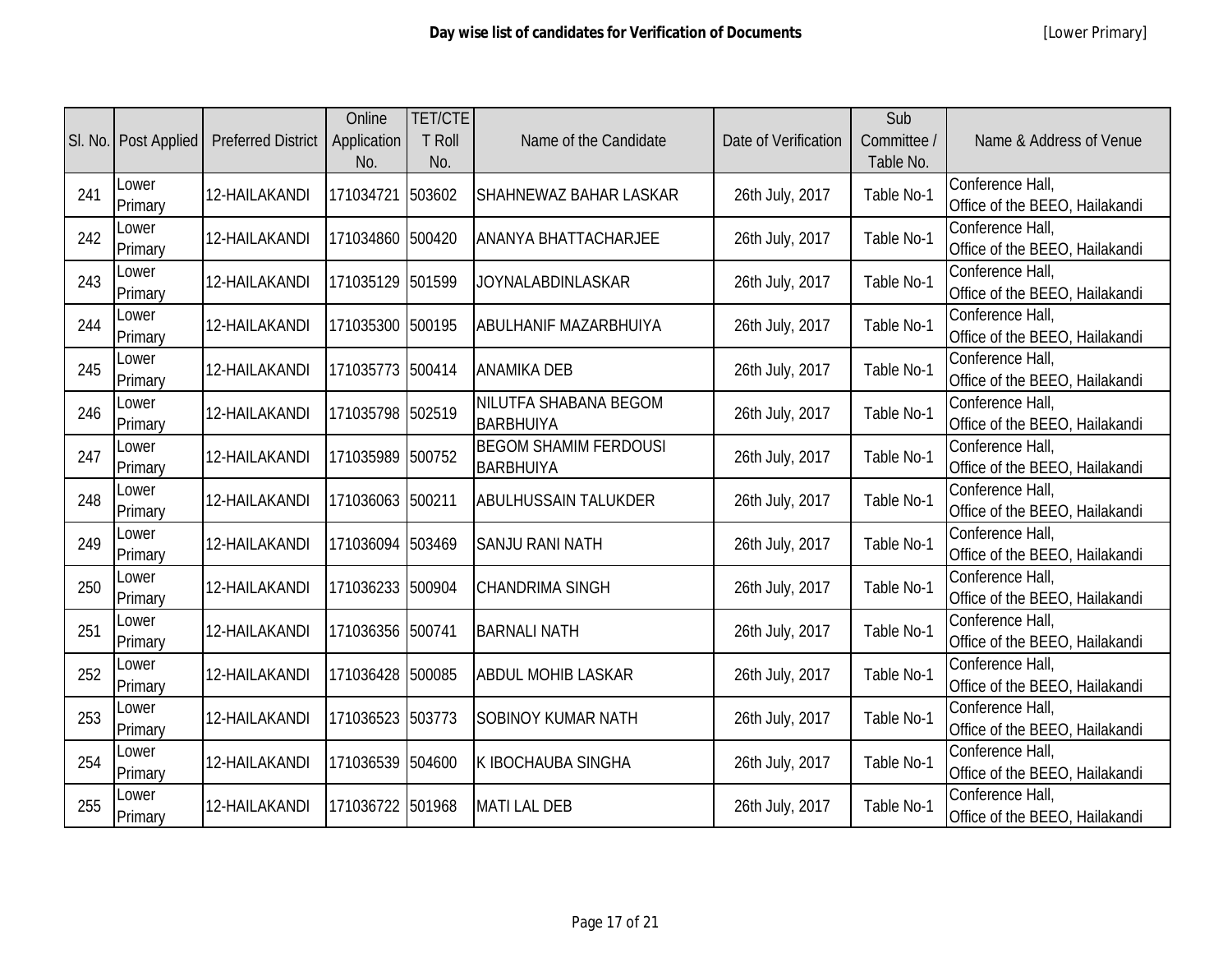| Sl. No. | Post Applied | Preferred District | Online Application No. | TET/CTET Roll No. | Name of the Candidate | Date of Verification | Sub Committee / Table No. | Name & Address of Venue |
|---|---|---|---|---|---|---|---|---|
| 241 | Lower Primary | 12-HAILAKANDI | 171034721 | 503602 | SHAHNEWAZ BAHAR LASKAR | 26th July, 2017 | Table No-1 | Conference Hall, Office of the BEEO, Hailakandi |
| 242 | Lower Primary | 12-HAILAKANDI | 171034860 | 500420 | ANANYA BHATTACHARJEE | 26th July, 2017 | Table No-1 | Conference Hall, Office of the BEEO, Hailakandi |
| 243 | Lower Primary | 12-HAILAKANDI | 171035129 | 501599 | JOYNALABDINLASKAR | 26th July, 2017 | Table No-1 | Conference Hall, Office of the BEEO, Hailakandi |
| 244 | Lower Primary | 12-HAILAKANDI | 171035300 | 500195 | ABULHANIF MAZARBHUIYA | 26th July, 2017 | Table No-1 | Conference Hall, Office of the BEEO, Hailakandi |
| 245 | Lower Primary | 12-HAILAKANDI | 171035773 | 500414 | ANAMIKA DEB | 26th July, 2017 | Table No-1 | Conference Hall, Office of the BEEO, Hailakandi |
| 246 | Lower Primary | 12-HAILAKANDI | 171035798 | 502519 | NILUTFA SHABANA BEGOM BARBHUIYA | 26th July, 2017 | Table No-1 | Conference Hall, Office of the BEEO, Hailakandi |
| 247 | Lower Primary | 12-HAILAKANDI | 171035989 | 500752 | BEGOM SHAMIM FERDOUSI BARBHUIYA | 26th July, 2017 | Table No-1 | Conference Hall, Office of the BEEO, Hailakandi |
| 248 | Lower Primary | 12-HAILAKANDI | 171036063 | 500211 | ABULHUSSAIN TALUKDER | 26th July, 2017 | Table No-1 | Conference Hall, Office of the BEEO, Hailakandi |
| 249 | Lower Primary | 12-HAILAKANDI | 171036094 | 503469 | SANJU RANI NATH | 26th July, 2017 | Table No-1 | Conference Hall, Office of the BEEO, Hailakandi |
| 250 | Lower Primary | 12-HAILAKANDI | 171036233 | 500904 | CHANDRIMA SINGH | 26th July, 2017 | Table No-1 | Conference Hall, Office of the BEEO, Hailakandi |
| 251 | Lower Primary | 12-HAILAKANDI | 171036356 | 500741 | BARNALI NATH | 26th July, 2017 | Table No-1 | Conference Hall, Office of the BEEO, Hailakandi |
| 252 | Lower Primary | 12-HAILAKANDI | 171036428 | 500085 | ABDUL MOHIB LASKAR | 26th July, 2017 | Table No-1 | Conference Hall, Office of the BEEO, Hailakandi |
| 253 | Lower Primary | 12-HAILAKANDI | 171036523 | 503773 | SOBINOY KUMAR NATH | 26th July, 2017 | Table No-1 | Conference Hall, Office of the BEEO, Hailakandi |
| 254 | Lower Primary | 12-HAILAKANDI | 171036539 | 504600 | K IBOCHAUBA SINGHA | 26th July, 2017 | Table No-1 | Conference Hall, Office of the BEEO, Hailakandi |
| 255 | Lower Primary | 12-HAILAKANDI | 171036722 | 501968 | MATI LAL DEB | 26th July, 2017 | Table No-1 | Conference Hall, Office of the BEEO, Hailakandi |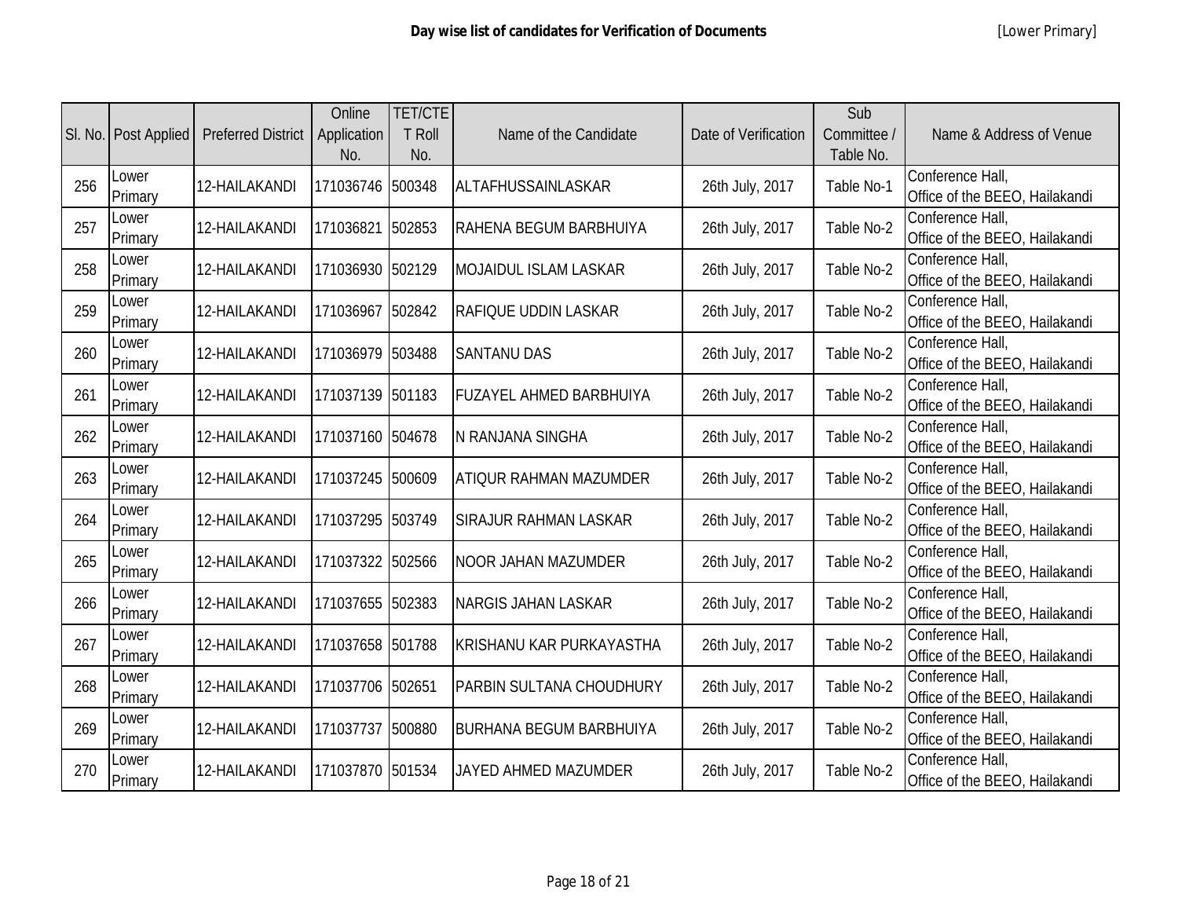**Day wise list of candidates for Verification of Documents** [Lower Primary]

| Sl. No. | Post Applied | Preferred District | Online Application No. | TET/CTE T Roll No. | Name of the Candidate | Date of Verification | Sub Committee / Table No. | Name & Address of Venue |
|---|---|---|---|---|---|---|---|---|
| 256 | Lower Primary | 12-HAILAKANDI | 171036746 | 500348 | ALTAFHUSSAINLASKAR | 26th July, 2017 | Table No-1 | Conference Hall, Office of the BEEO, Hailakandi |
| 257 | Lower Primary | 12-HAILAKANDI | 171036821 | 502853 | RAHENA BEGUM BARBHUIYA | 26th July, 2017 | Table No-2 | Conference Hall, Office of the BEEO, Hailakandi |
| 258 | Lower Primary | 12-HAILAKANDI | 171036930 | 502129 | MOJAIDUL ISLAM LASKAR | 26th July, 2017 | Table No-2 | Conference Hall, Office of the BEEO, Hailakandi |
| 259 | Lower Primary | 12-HAILAKANDI | 171036967 | 502842 | RAFIQUE UDDIN LASKAR | 26th July, 2017 | Table No-2 | Conference Hall, Office of the BEEO, Hailakandi |
| 260 | Lower Primary | 12-HAILAKANDI | 171036979 | 503488 | SANTANU DAS | 26th July, 2017 | Table No-2 | Conference Hall, Office of the BEEO, Hailakandi |
| 261 | Lower Primary | 12-HAILAKANDI | 171037139 | 501183 | FUZAYEL AHMED BARBHUIYA | 26th July, 2017 | Table No-2 | Conference Hall, Office of the BEEO, Hailakandi |
| 262 | Lower Primary | 12-HAILAKANDI | 171037160 | 504678 | N RANJANA SINGHA | 26th July, 2017 | Table No-2 | Conference Hall, Office of the BEEO, Hailakandi |
| 263 | Lower Primary | 12-HAILAKANDI | 171037245 | 500609 | ATIQUR RAHMAN MAZUMDER | 26th July, 2017 | Table No-2 | Conference Hall, Office of the BEEO, Hailakandi |
| 264 | Lower Primary | 12-HAILAKANDI | 171037295 | 503749 | SIRAJUR RAHMAN LASKAR | 26th July, 2017 | Table No-2 | Conference Hall, Office of the BEEO, Hailakandi |
| 265 | Lower Primary | 12-HAILAKANDI | 171037322 | 502566 | NOOR JAHAN MAZUMDER | 26th July, 2017 | Table No-2 | Conference Hall, Office of the BEEO, Hailakandi |
| 266 | Lower Primary | 12-HAILAKANDI | 171037655 | 502383 | NARGIS JAHAN LASKAR | 26th July, 2017 | Table No-2 | Conference Hall, Office of the BEEO, Hailakandi |
| 267 | Lower Primary | 12-HAILAKANDI | 171037658 | 501788 | KRISHANU KAR PURKAYASTHA | 26th July, 2017 | Table No-2 | Conference Hall, Office of the BEEO, Hailakandi |
| 268 | Lower Primary | 12-HAILAKANDI | 171037706 | 502651 | PARBIN SULTANA CHOUDHURY | 26th July, 2017 | Table No-2 | Conference Hall, Office of the BEEO, Hailakandi |
| 269 | Lower Primary | 12-HAILAKANDI | 171037737 | 500880 | BURHANA BEGUM BARBHUIYA | 26th July, 2017 | Table No-2 | Conference Hall, Office of the BEEO, Hailakandi |
| 270 | Lower Primary | 12-HAILAKANDI | 171037870 | 501534 | JAYED AHMED MAZUMDER | 26th July, 2017 | Table No-2 | Conference Hall, Office of the BEEO, Hailakandi |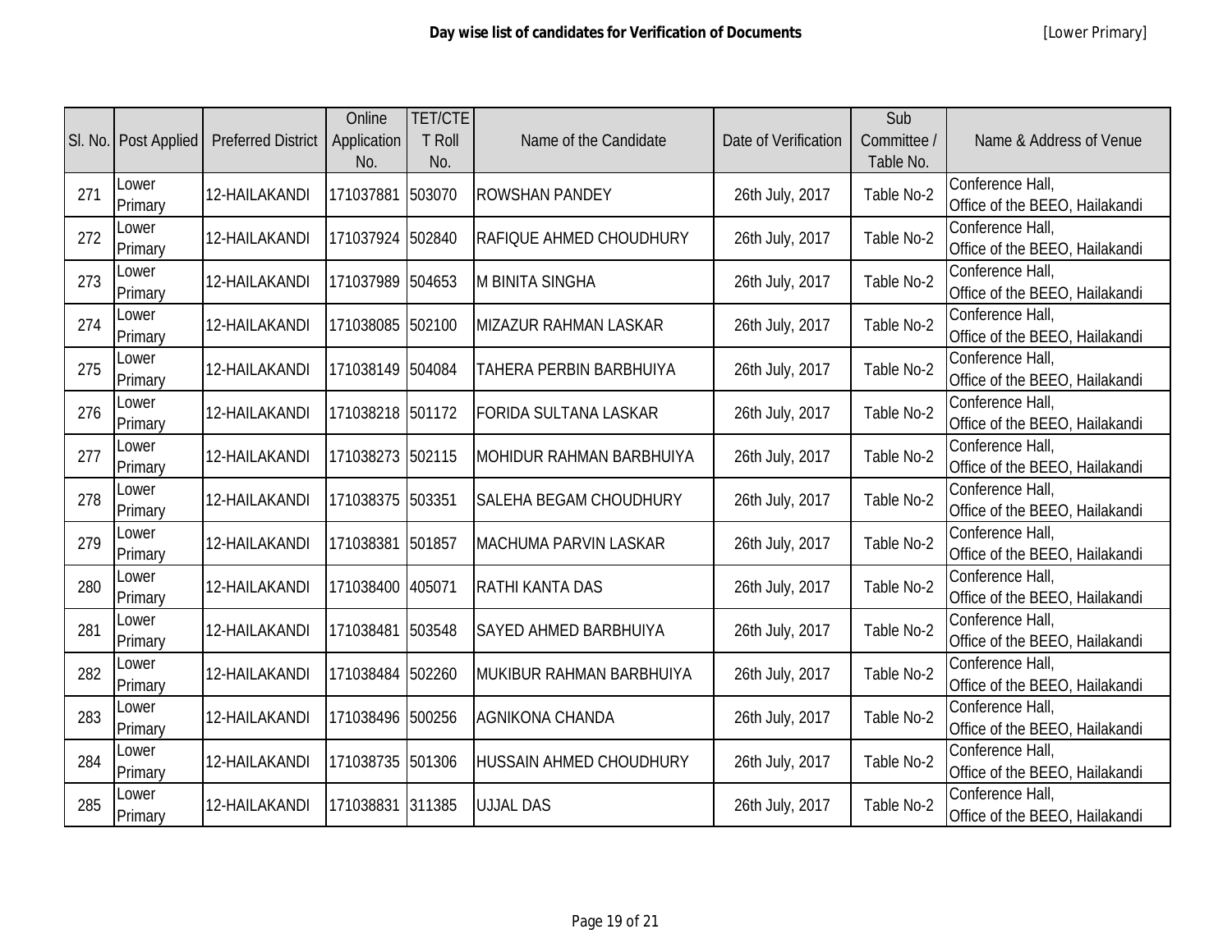# Day wise list of candidates for Verification of Documents

[Lower Primary]

| Sl. No. | Post Applied | Preferred District | Online Application No. | TET/CTET Roll No. | Name of the Candidate | Date of Verification | Sub Committee / Table No. | Name & Address of Venue |
|---|---|---|---|---|---|---|---|---|
| 271 | Lower Primary | 12-HAILAKANDI | 171037881 | 503070 | ROWSHAN PANDEY | 26th July, 2017 | Table No-2 | Conference Hall, Office of the BEEO, Hailakandi |
| 272 | Lower Primary | 12-HAILAKANDI | 171037924 | 502840 | RAFIQUE AHMED CHOUDHURY | 26th July, 2017 | Table No-2 | Conference Hall, Office of the BEEO, Hailakandi |
| 273 | Lower Primary | 12-HAILAKANDI | 171037989 | 504653 | M BINITA SINGHA | 26th July, 2017 | Table No-2 | Conference Hall, Office of the BEEO, Hailakandi |
| 274 | Lower Primary | 12-HAILAKANDI | 171038085 | 502100 | MIZAZUR RAHMAN LASKAR | 26th July, 2017 | Table No-2 | Conference Hall, Office of the BEEO, Hailakandi |
| 275 | Lower Primary | 12-HAILAKANDI | 171038149 | 504084 | TAHERA PERBIN BARBHUIYA | 26th July, 2017 | Table No-2 | Conference Hall, Office of the BEEO, Hailakandi |
| 276 | Lower Primary | 12-HAILAKANDI | 171038218 | 501172 | FORIDA SULTANA LASKAR | 26th July, 2017 | Table No-2 | Conference Hall, Office of the BEEO, Hailakandi |
| 277 | Lower Primary | 12-HAILAKANDI | 171038273 | 502115 | MOHIDUR RAHMAN BARBHUIYA | 26th July, 2017 | Table No-2 | Conference Hall, Office of the BEEO, Hailakandi |
| 278 | Lower Primary | 12-HAILAKANDI | 171038375 | 503351 | SALEHA BEGAM CHOUDHURY | 26th July, 2017 | Table No-2 | Conference Hall, Office of the BEEO, Hailakandi |
| 279 | Lower Primary | 12-HAILAKANDI | 171038381 | 501857 | MACHUMA PARVIN LASKAR | 26th July, 2017 | Table No-2 | Conference Hall, Office of the BEEO, Hailakandi |
| 280 | Lower Primary | 12-HAILAKANDI | 171038400 | 405071 | RATHI KANTA DAS | 26th July, 2017 | Table No-2 | Conference Hall, Office of the BEEO, Hailakandi |
| 281 | Lower Primary | 12-HAILAKANDI | 171038481 | 503548 | SAYED AHMED BARBHUIYA | 26th July, 2017 | Table No-2 | Conference Hall, Office of the BEEO, Hailakandi |
| 282 | Lower Primary | 12-HAILAKANDI | 171038484 | 502260 | MUKIBUR RAHMAN BARBHUIYA | 26th July, 2017 | Table No-2 | Conference Hall, Office of the BEEO, Hailakandi |
| 283 | Lower Primary | 12-HAILAKANDI | 171038496 | 500256 | AGNIKONA CHANDA | 26th July, 2017 | Table No-2 | Conference Hall, Office of the BEEO, Hailakandi |
| 284 | Lower Primary | 12-HAILAKANDI | 171038735 | 501306 | HUSSAIN AHMED CHOUDHURY | 26th July, 2017 | Table No-2 | Conference Hall, Office of the BEEO, Hailakandi |
| 285 | Lower Primary | 12-HAILAKANDI | 171038831 | 311385 | UJJAL DAS | 26th July, 2017 | Table No-2 | Conference Hall, Office of the BEEO, Hailakandi |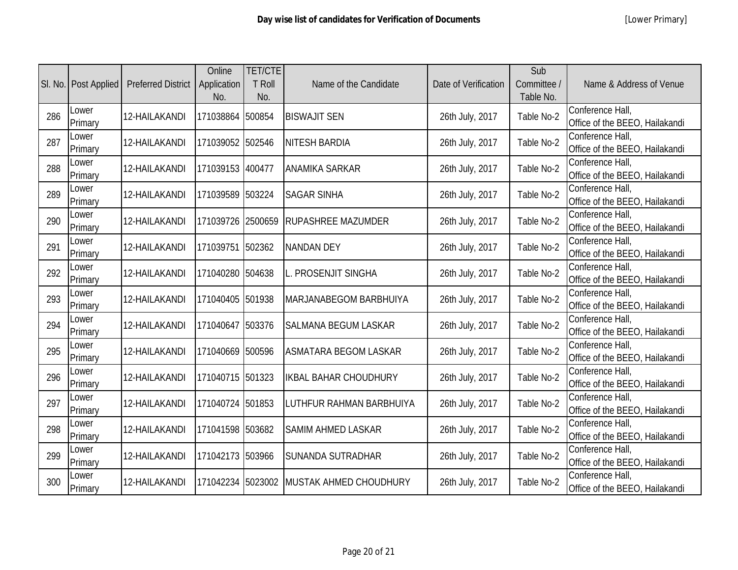**Day wise list of candidates for Verification of Documents** [Lower Primary]

| Sl. No. | Post Applied | Preferred District | Online Application No. | TET/CTET Roll No. | Name of the Candidate | Date of Verification | Sub Committee / Table No. | Name & Address of Venue |
|---|---|---|---|---|---|---|---|---|
| 286 | Lower Primary | 12-HAILAKANDI | 171038864 | 500854 | BISWAJIT SEN | 26th July, 2017 | Table No-2 | Conference Hall, Office of the BEEO, Hailakandi |
| 287 | Lower Primary | 12-HAILAKANDI | 171039052 | 502546 | NITESH BARDIA | 26th July, 2017 | Table No-2 | Conference Hall, Office of the BEEO, Hailakandi |
| 288 | Lower Primary | 12-HAILAKANDI | 171039153 | 400477 | ANAMIKA SARKAR | 26th July, 2017 | Table No-2 | Conference Hall, Office of the BEEO, Hailakandi |
| 289 | Lower Primary | 12-HAILAKANDI | 171039589 | 503224 | SAGAR SINHA | 26th July, 2017 | Table No-2 | Conference Hall, Office of the BEEO, Hailakandi |
| 290 | Lower Primary | 12-HAILAKANDI | 171039726 | 2500659 | RUPASHREE MAZUMDER | 26th July, 2017 | Table No-2 | Conference Hall, Office of the BEEO, Hailakandi |
| 291 | Lower Primary | 12-HAILAKANDI | 171039751 | 502362 | NANDAN DEY | 26th July, 2017 | Table No-2 | Conference Hall, Office of the BEEO, Hailakandi |
| 292 | Lower Primary | 12-HAILAKANDI | 171040280 | 504638 | L. PROSENJIT SINGHA | 26th July, 2017 | Table No-2 | Conference Hall, Office of the BEEO, Hailakandi |
| 293 | Lower Primary | 12-HAILAKANDI | 171040405 | 501938 | MARJANABEGOM BARBHUIYA | 26th July, 2017 | Table No-2 | Conference Hall, Office of the BEEO, Hailakandi |
| 294 | Lower Primary | 12-HAILAKANDI | 171040647 | 503376 | SALMANA BEGUM LASKAR | 26th July, 2017 | Table No-2 | Conference Hall, Office of the BEEO, Hailakandi |
| 295 | Lower Primary | 12-HAILAKANDI | 171040669 | 500596 | ASMATARA BEGOM LASKAR | 26th July, 2017 | Table No-2 | Conference Hall, Office of the BEEO, Hailakandi |
| 296 | Lower Primary | 12-HAILAKANDI | 171040715 | 501323 | IKBAL BAHAR CHOUDHURY | 26th July, 2017 | Table No-2 | Conference Hall, Office of the BEEO, Hailakandi |
| 297 | Lower Primary | 12-HAILAKANDI | 171040724 | 501853 | LUTHFUR RAHMAN BARBHUIYA | 26th July, 2017 | Table No-2 | Conference Hall, Office of the BEEO, Hailakandi |
| 298 | Lower Primary | 12-HAILAKANDI | 171041598 | 503682 | SAMIM AHMED LASKAR | 26th July, 2017 | Table No-2 | Conference Hall, Office of the BEEO, Hailakandi |
| 299 | Lower Primary | 12-HAILAKANDI | 171042173 | 503966 | SUNANDA SUTRADHAR | 26th July, 2017 | Table No-2 | Conference Hall, Office of the BEEO, Hailakandi |
| 300 | Lower Primary | 12-HAILAKANDI | 171042234 | 5023002 | MUSTAK AHMED CHOUDHURY | 26th July, 2017 | Table No-2 | Conference Hall, Office of the BEEO, Hailakandi |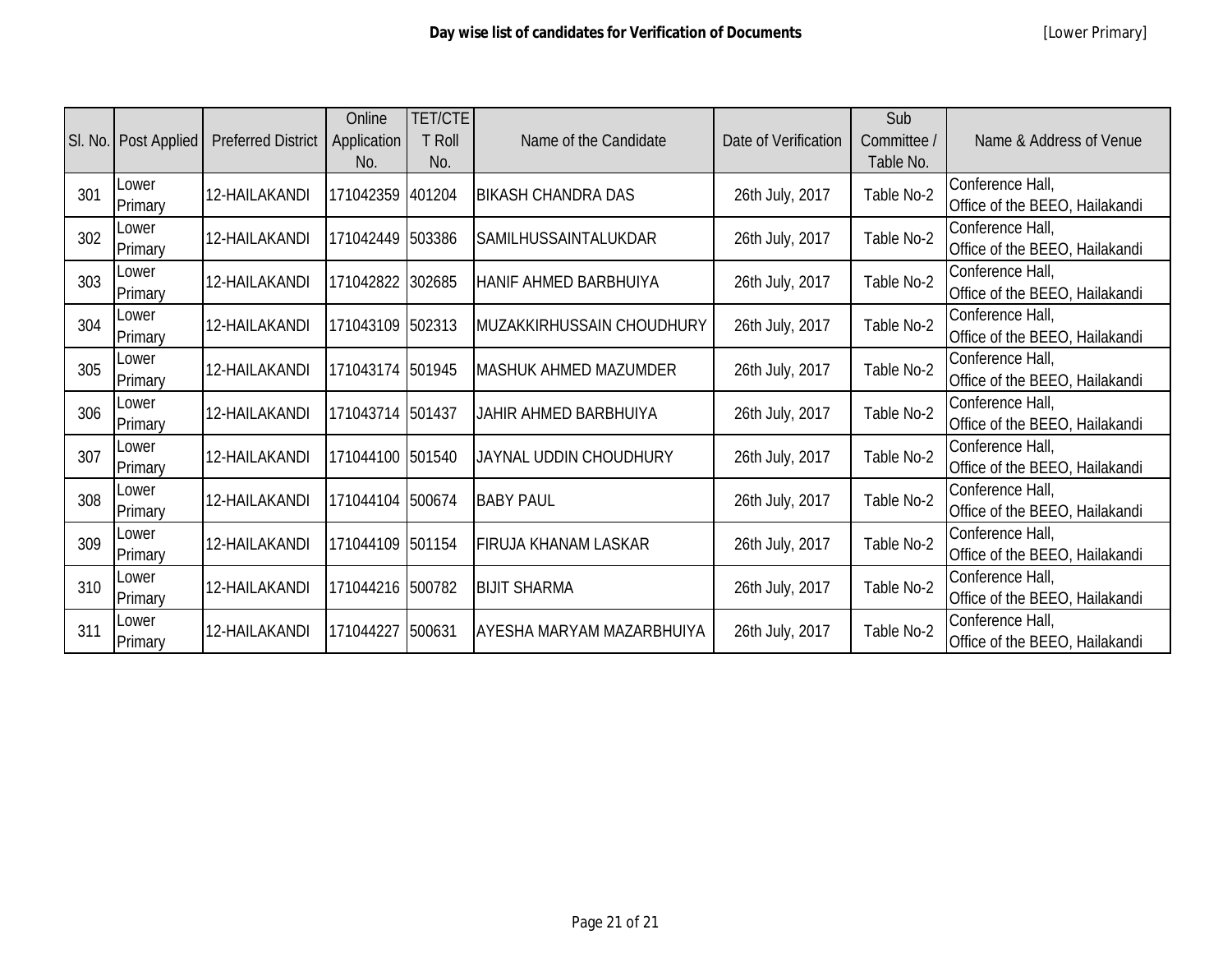| Sl. No. | Post Applied | Preferred District | Online Application No. | TET/CTET Roll No. | Name of the Candidate | Date of Verification | Sub Committee / Table No. | Name & Address of Venue |
|---|---|---|---|---|---|---|---|---|
| 301 | Lower Primary | 12-HAILAKANDI | 171042359 | 401204 | BIKASH CHANDRA DAS | 26th July, 2017 | Table No-2 | Conference Hall, Office of the BEEO, Hailakandi |
| 302 | Lower Primary | 12-HAILAKANDI | 171042449 | 503386 | SAMILHUSSAINTALUKDAR | 26th July, 2017 | Table No-2 | Conference Hall, Office of the BEEO, Hailakandi |
| 303 | Lower Primary | 12-HAILAKANDI | 171042822 | 302685 | HANIF AHMED BARBHUIYA | 26th July, 2017 | Table No-2 | Conference Hall, Office of the BEEO, Hailakandi |
| 304 | Lower Primary | 12-HAILAKANDI | 171043109 | 502313 | MUZAKKIRHUSSAIN CHOUDHURY | 26th July, 2017 | Table No-2 | Conference Hall, Office of the BEEO, Hailakandi |
| 305 | Lower Primary | 12-HAILAKANDI | 171043174 | 501945 | MASHUK AHMED MAZUMDER | 26th July, 2017 | Table No-2 | Conference Hall, Office of the BEEO, Hailakandi |
| 306 | Lower Primary | 12-HAILAKANDI | 171043714 | 501437 | JAHIR AHMED BARBHUIYA | 26th July, 2017 | Table No-2 | Conference Hall, Office of the BEEO, Hailakandi |
| 307 | Lower Primary | 12-HAILAKANDI | 171044100 | 501540 | JAYNAL UDDIN CHOUDHURY | 26th July, 2017 | Table No-2 | Conference Hall, Office of the BEEO, Hailakandi |
| 308 | Lower Primary | 12-HAILAKANDI | 171044104 | 500674 | BABY PAUL | 26th July, 2017 | Table No-2 | Conference Hall, Office of the BEEO, Hailakandi |
| 309 | Lower Primary | 12-HAILAKANDI | 171044109 | 501154 | FIRUJA KHANAM LASKAR | 26th July, 2017 | Table No-2 | Conference Hall, Office of the BEEO, Hailakandi |
| 310 | Lower Primary | 12-HAILAKANDI | 171044216 | 500782 | BIJIT SHARMA | 26th July, 2017 | Table No-2 | Conference Hall, Office of the BEEO, Hailakandi |
| 311 | Lower Primary | 12-HAILAKANDI | 171044227 | 500631 | AYESHA MARYAM MAZARBHUIYA | 26th July, 2017 | Table No-2 | Conference Hall, Office of the BEEO, Hailakandi |